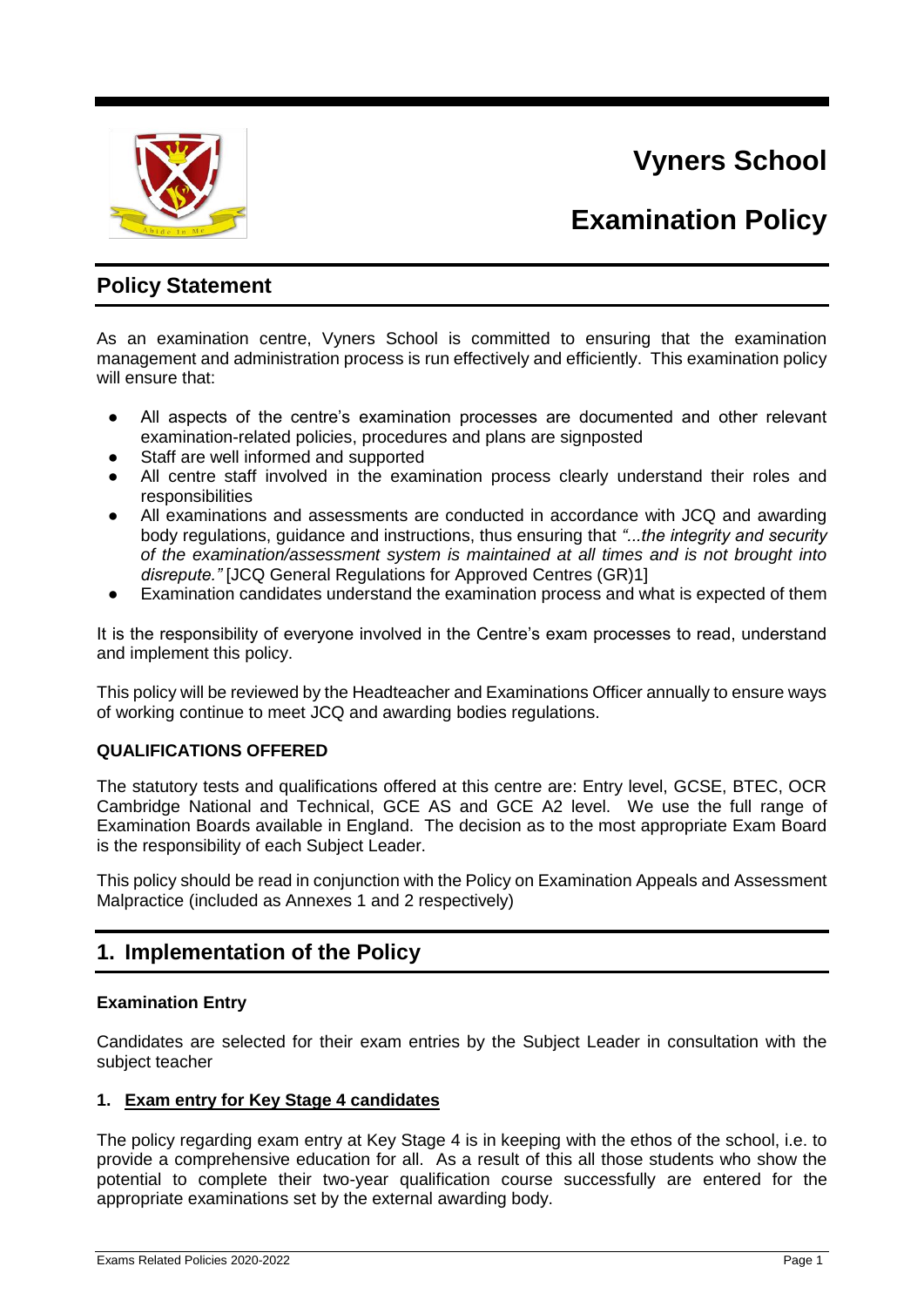# Vyners School

# Examination Policy

## Policy Statement

As an examination centre, Vyners School is committed to ensuring that the examination management and administration process is run effectively and efficiently. This examination policy will ensure that:

- All aspects of the centre's examination processes are documented and other relevant examination-related policies, procedures and plans are signposted
- Staff are well informed and supported
- All centre staff involved in the examination process clearly understand their roles and responsibilities
- All examinations and assessments are conducted in accordance with JCQ and awarding body regulations, guidance and instructions, thus ensuring that *"...the integrity and security of the examination/assessment system is maintained at all times and is not brought into disrepute."* [JCQ General Regulations for Approved Centres (GR)1]
- Examination candidates understand the examination process and what is expected of them

It is the responsibility of everyone involved in the Centre's exam processes to read, understand and implement this policy.

This policy will be reviewed by the Headteacher and Examinations Officer annually to ensure ways of working continue to meet JCQ and awarding bodies regulations.

**QUALIFICATIONS OFFERED**

The statutory tests and qualifications offered at this centre are: Entry level, GCSE, BTEC, OCR Cambridge National and Technical, GCE AS and GCE A2 level. We use the full range of Examination Boards available in England. The decision as to the most appropriate Exam Board is the responsibility of each Subject Leader.

This policy should be read in conjunction with the Policy on Examination Appeals and Assessment Malpractice (included as Annexes 1 and 2 respectively)

## 1. Implementation of the Policy

**Examination Entry**

Candidates are selected for their exam entries by the Subject Leader in consultation with the subject teacher

**1. <u>Exam entry for Key Stage 4 candidates</u>**

The policy regarding exam entry at Key Stage 4 is in keeping with the ethos of the school, i.e. to provide a comprehensive education for all. As a result of this all those students who show the potential to complete their two-year qualification course successfully are entered for the appropriate examinations set by the external awarding body.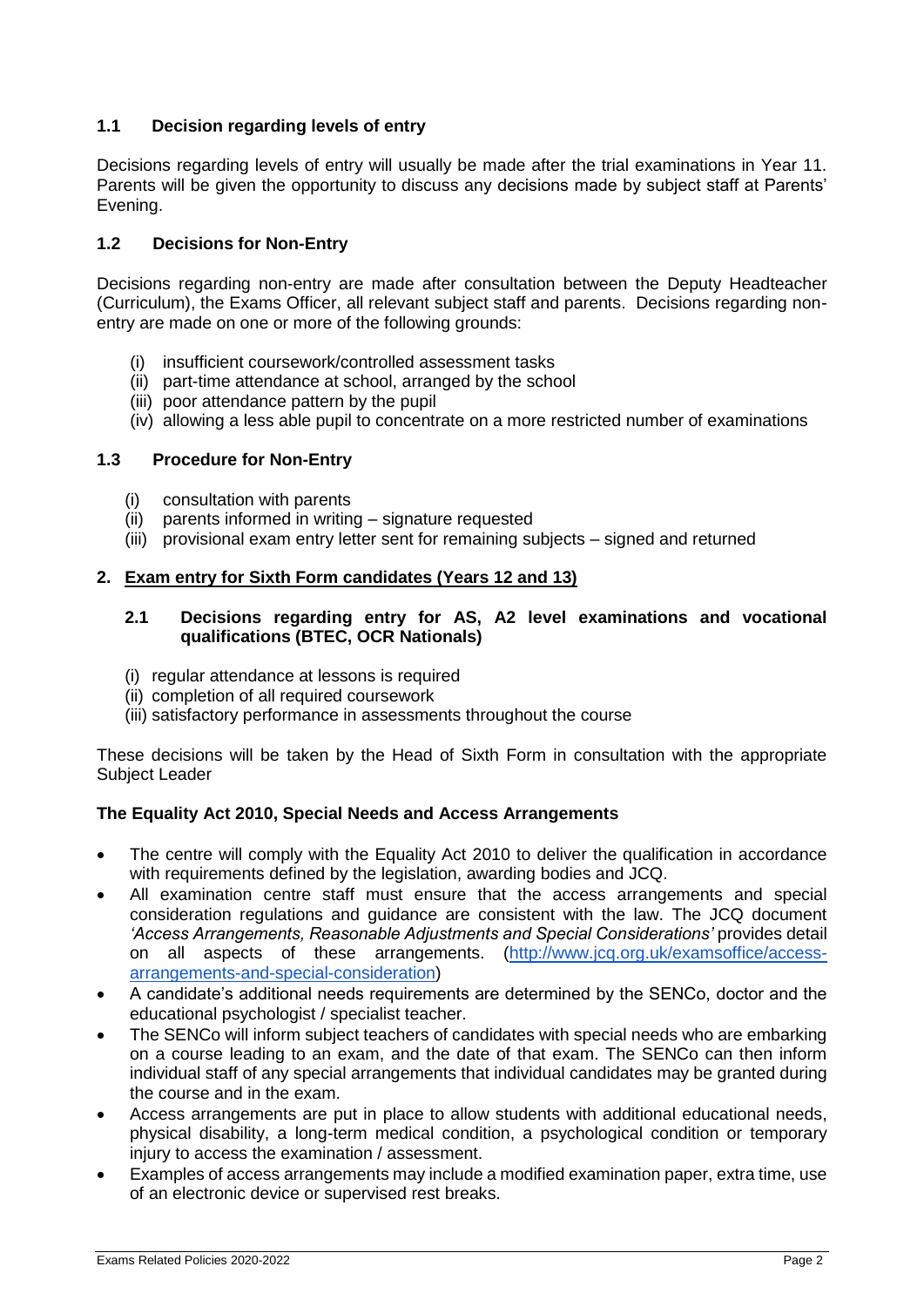### 1.1 Decision regarding levels of entry

Decisions regarding levels of entry will usually be made after the trial examinations in Year 11. Parents will be given the opportunity to discuss any decisions made by subject staff at Parents' Evening.

### 1.2 Decisions for Non-Entry

Decisions regarding non-entry are made after consultation between the Deputy Headteacher (Curriculum), the Exams Officer, all relevant subject staff and parents. Decisions regarding non-entry are made on one or more of the following grounds:

- (i) insufficient coursework/controlled assessment tasks
- (ii) part-time attendance at school, arranged by the school
- (iii) poor attendance pattern by the pupil
- (iv) allowing a less able pupil to concentrate on a more restricted number of examinations

### 1.3 Procedure for Non-Entry

- (i) consultation with parents
- (ii) parents informed in writing – signature requested
- (iii) provisional exam entry letter sent for remaining subjects – signed and returned

## 2. Exam entry for Sixth Form candidates (Years 12 and 13)

### 2.1 Decisions regarding entry for AS, A2 level examinations and vocational qualifications (BTEC, OCR Nationals)

- (i) regular attendance at lessons is required
- (ii) completion of all required coursework
- (iii) satisfactory performance in assessments throughout the course

These decisions will be taken by the Head of Sixth Form in consultation with the appropriate Subject Leader

**The Equality Act 2010, Special Needs and Access Arrangements**

- The centre will comply with the Equality Act 2010 to deliver the qualification in accordance with requirements defined by the legislation, awarding bodies and JCQ.
- All examination centre staff must ensure that the access arrangements and special consideration regulations and guidance are consistent with the law. The JCQ document *'Access Arrangements, Reasonable Adjustments and Special Considerations'* provides detail on all aspects of these arrangements. (http://www.jcq.org.uk/examsoffice/access-arrangements-and-special-consideration)
- A candidate's additional needs requirements are determined by the SENCo, doctor and the educational psychologist / specialist teacher.
- The SENCo will inform subject teachers of candidates with special needs who are embarking on a course leading to an exam, and the date of that exam. The SENCo can then inform individual staff of any special arrangements that individual candidates may be granted during the course and in the exam.
- Access arrangements are put in place to allow students with additional educational needs, physical disability, a long-term medical condition, a psychological condition or temporary injury to access the examination / assessment.
- Examples of access arrangements may include a modified examination paper, extra time, use of an electronic device or supervised rest breaks.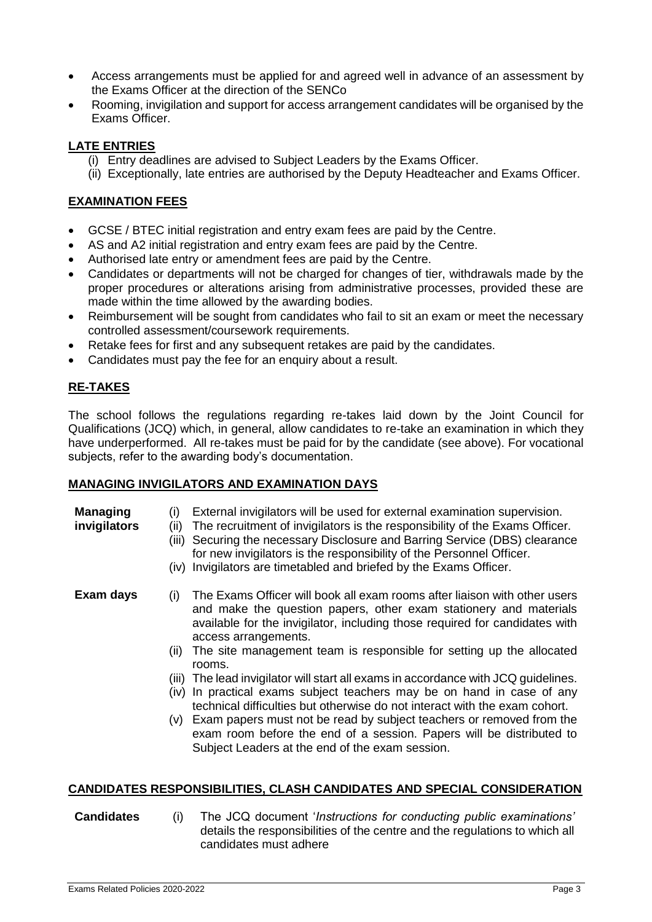- Access arrangements must be applied for and agreed well in advance of an assessment by the Exams Officer at the direction of the SENCo
- Rooming, invigilation and support for access arrangement candidates will be organised by the Exams Officer.

## LATE ENTRIES

(i) Entry deadlines are advised to Subject Leaders by the Exams Officer.
(ii) Exceptionally, late entries are authorised by the Deputy Headteacher and Exams Officer.

## EXAMINATION FEES

- GCSE / BTEC initial registration and entry exam fees are paid by the Centre.
- AS and A2 initial registration and entry exam fees are paid by the Centre.
- Authorised late entry or amendment fees are paid by the Centre.
- Candidates or departments will not be charged for changes of tier, withdrawals made by the proper procedures or alterations arising from administrative processes, provided these are made within the time allowed by the awarding bodies.
- Reimbursement will be sought from candidates who fail to sit an exam or meet the necessary controlled assessment/coursework requirements.
- Retake fees for first and any subsequent retakes are paid by the candidates.
- Candidates must pay the fee for an enquiry about a result.

## RE-TAKES

The school follows the regulations regarding re-takes laid down by the Joint Council for Qualifications (JCQ) which, in general, allow candidates to re-take an examination in which they have underperformed. All re-takes must be paid for by the candidate (see above). For vocational subjects, refer to the awarding body's documentation.

## MANAGING INVIGILATORS AND EXAMINATION DAYS

**Managing invigilators**

(i) External invigilators will be used for external examination supervision.
(ii) The recruitment of invigilators is the responsibility of the Exams Officer.
(iii) Securing the necessary Disclosure and Barring Service (DBS) clearance for new invigilators is the responsibility of the Personnel Officer.
(iv) Invigilators are timetabled and briefed by the Exams Officer.

**Exam days**

(i) The Exams Officer will book all exam rooms after liaison with other users and make the question papers, other exam stationery and materials available for the invigilator, including those required for candidates with access arrangements.
(ii) The site management team is responsible for setting up the allocated rooms.
(iii) The lead invigilator will start all exams in accordance with JCQ guidelines.
(iv) In practical exams subject teachers may be on hand in case of any technical difficulties but otherwise do not interact with the exam cohort.
(v) Exam papers must not be read by subject teachers or removed from the exam room before the end of a session. Papers will be distributed to Subject Leaders at the end of the exam session.

## CANDIDATES RESPONSIBILITIES, CLASH CANDIDATES AND SPECIAL CONSIDERATION

**Candidates**

(i) The JCQ document '*Instructions for conducting public examinations'* details the responsibilities of the centre and the regulations to which all candidates must adhere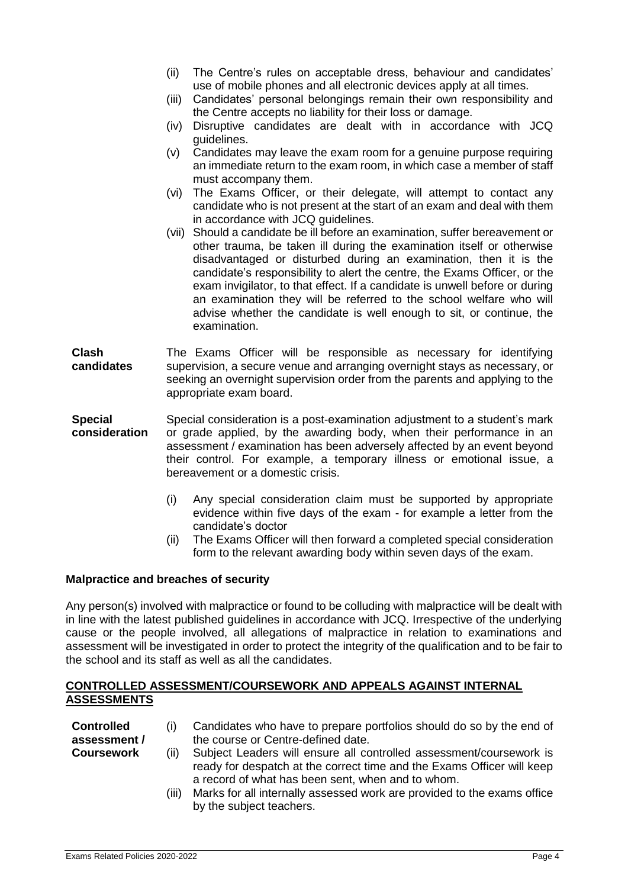(ii) The Centre's rules on acceptable dress, behaviour and candidates' use of mobile phones and all electronic devices apply at all times.

(iii) Candidates' personal belongings remain their own responsibility and the Centre accepts no liability for their loss or damage.

(iv) Disruptive candidates are dealt with in accordance with JCQ guidelines.

(v) Candidates may leave the exam room for a genuine purpose requiring an immediate return to the exam room, in which case a member of staff must accompany them.

(vi) The Exams Officer, or their delegate, will attempt to contact any candidate who is not present at the start of an exam and deal with them in accordance with JCQ guidelines.

(vii) Should a candidate be ill before an examination, suffer bereavement or other trauma, be taken ill during the examination itself or otherwise disadvantaged or disturbed during an examination, then it is the candidate's responsibility to alert the centre, the Exams Officer, or the exam invigilator, to that effect. If a candidate is unwell before or during an examination they will be referred to the school welfare who will advise whether the candidate is well enough to sit, or continue, the examination.

**Clash candidates**

The Exams Officer will be responsible as necessary for identifying supervision, a secure venue and arranging overnight stays as necessary, or seeking an overnight supervision order from the parents and applying to the appropriate exam board.

**Special consideration**

Special consideration is a post-examination adjustment to a student's mark or grade applied, by the awarding body, when their performance in an assessment / examination has been adversely affected by an event beyond their control. For example, a temporary illness or emotional issue, a bereavement or a domestic crisis.

(i) Any special consideration claim must be supported by appropriate evidence within five days of the exam - for example a letter from the candidate's doctor

(ii) The Exams Officer will then forward a completed special consideration form to the relevant awarding body within seven days of the exam.

**Malpractice and breaches of security**

Any person(s) involved with malpractice or found to be colluding with malpractice will be dealt with in line with the latest published guidelines in accordance with JCQ. Irrespective of the underlying cause or the people involved, all allegations of malpractice in relation to examinations and assessment will be investigated in order to protect the integrity of the qualification and to be fair to the school and its staff as well as all the candidates.

## CONTROLLED ASSESSMENT/COURSEWORK AND APPEALS AGAINST INTERNAL ASSESSMENTS

**Controlled assessment / Coursework**

(i) Candidates who have to prepare portfolios should do so by the end of the course or Centre-defined date.

(ii) Subject Leaders will ensure all controlled assessment/coursework is ready for despatch at the correct time and the Exams Officer will keep a record of what has been sent, when and to whom.

(iii) Marks for all internally assessed work are provided to the exams office by the subject teachers.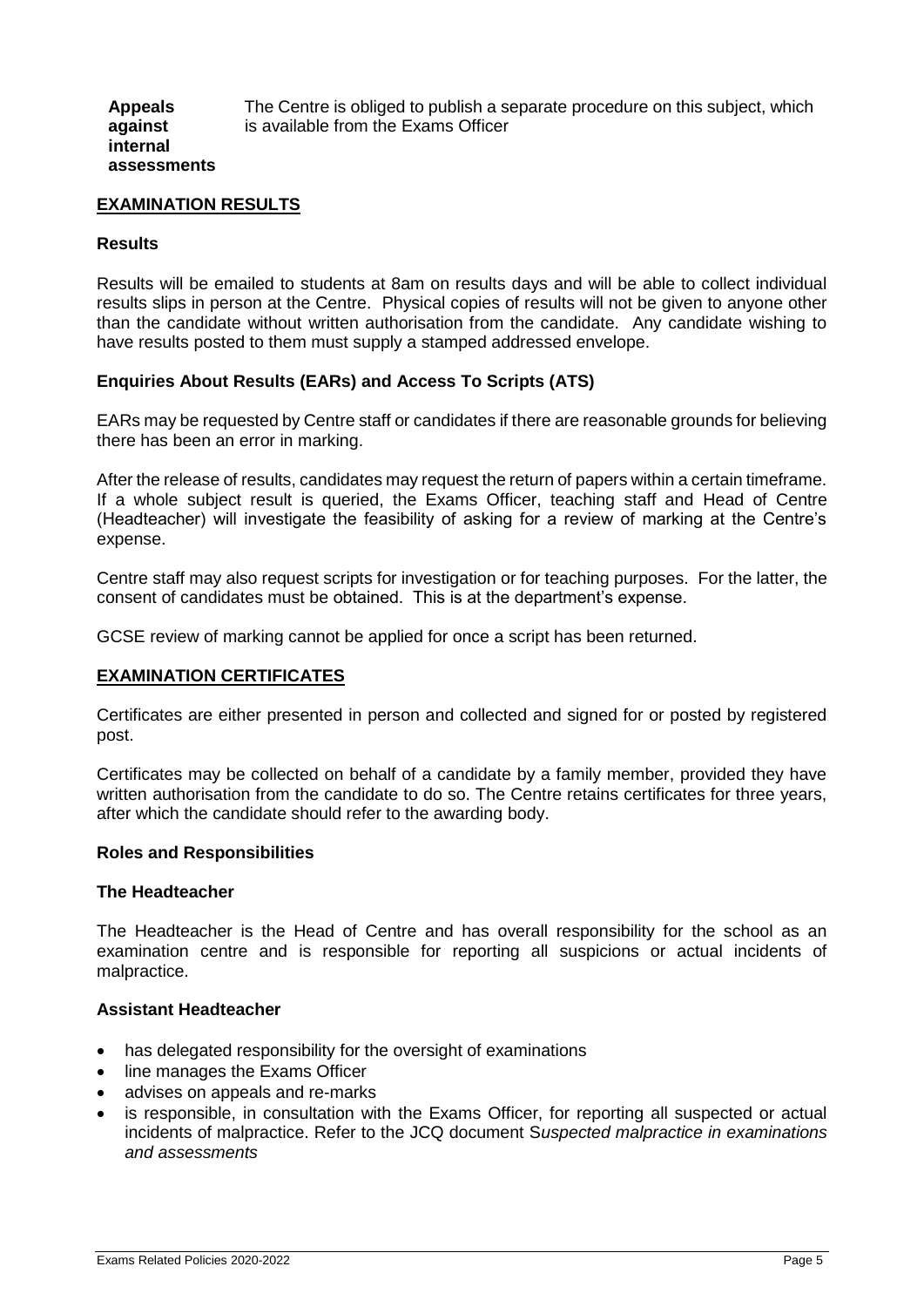| | |
|---|---|
| **Appeals against internal assessments** | The Centre is obliged to publish a separate procedure on this subject, which is available from the Exams Officer |

## EXAMINATION RESULTS

### Results

Results will be emailed to students at 8am on results days and will be able to collect individual results slips in person at the Centre. Physical copies of results will not be given to anyone other than the candidate without written authorisation from the candidate. Any candidate wishing to have results posted to them must supply a stamped addressed envelope.

### Enquiries About Results (EARs) and Access To Scripts (ATS)

EARs may be requested by Centre staff or candidates if there are reasonable grounds for believing there has been an error in marking.

After the release of results, candidates may request the return of papers within a certain timeframe. If a whole subject result is queried, the Exams Officer, teaching staff and Head of Centre (Headteacher) will investigate the feasibility of asking for a review of marking at the Centre's expense.

Centre staff may also request scripts for investigation or for teaching purposes. For the latter, the consent of candidates must be obtained. This is at the department's expense.

GCSE review of marking cannot be applied for once a script has been returned.

## EXAMINATION CERTIFICATES

Certificates are either presented in person and collected and signed for or posted by registered post.

Certificates may be collected on behalf of a candidate by a family member, provided they have written authorisation from the candidate to do so. The Centre retains certificates for three years, after which the candidate should refer to the awarding body.

### Roles and Responsibilities

### The Headteacher

The Headteacher is the Head of Centre and has overall responsibility for the school as an examination centre and is responsible for reporting all suspicions or actual incidents of malpractice.

### Assistant Headteacher

- has delegated responsibility for the oversight of examinations
- line manages the Exams Officer
- advises on appeals and re-marks
- is responsible, in consultation with the Exams Officer, for reporting all suspected or actual incidents of malpractice. Refer to the JCQ document S*uspected malpractice in examinations and assessments*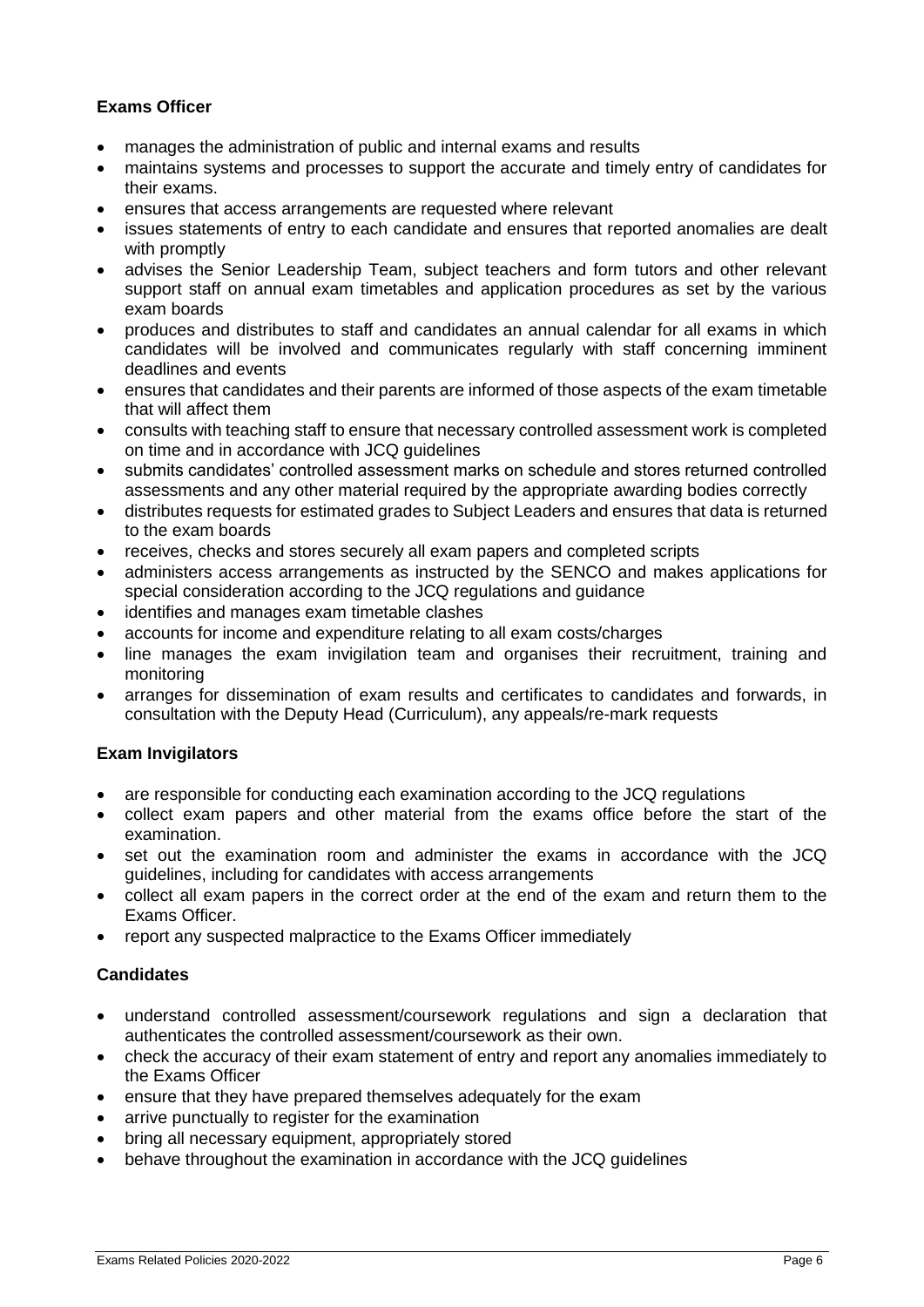**Exams Officer**

- manages the administration of public and internal exams and results
- maintains systems and processes to support the accurate and timely entry of candidates for their exams.
- ensures that access arrangements are requested where relevant
- issues statements of entry to each candidate and ensures that reported anomalies are dealt with promptly
- advises the Senior Leadership Team, subject teachers and form tutors and other relevant support staff on annual exam timetables and application procedures as set by the various exam boards
- produces and distributes to staff and candidates an annual calendar for all exams in which candidates will be involved and communicates regularly with staff concerning imminent deadlines and events
- ensures that candidates and their parents are informed of those aspects of the exam timetable that will affect them
- consults with teaching staff to ensure that necessary controlled assessment work is completed on time and in accordance with JCQ guidelines
- submits candidates' controlled assessment marks on schedule and stores returned controlled assessments and any other material required by the appropriate awarding bodies correctly
- distributes requests for estimated grades to Subject Leaders and ensures that data is returned to the exam boards
- receives, checks and stores securely all exam papers and completed scripts
- administers access arrangements as instructed by the SENCO and makes applications for special consideration according to the JCQ regulations and guidance
- identifies and manages exam timetable clashes
- accounts for income and expenditure relating to all exam costs/charges
- line manages the exam invigilation team and organises their recruitment, training and monitoring
- arranges for dissemination of exam results and certificates to candidates and forwards, in consultation with the Deputy Head (Curriculum), any appeals/re-mark requests

**Exam Invigilators**

- are responsible for conducting each examination according to the JCQ regulations
- collect exam papers and other material from the exams office before the start of the examination.
- set out the examination room and administer the exams in accordance with the JCQ guidelines, including for candidates with access arrangements
- collect all exam papers in the correct order at the end of the exam and return them to the Exams Officer.
- report any suspected malpractice to the Exams Officer immediately

**Candidates**

- understand controlled assessment/coursework regulations and sign a declaration that authenticates the controlled assessment/coursework as their own.
- check the accuracy of their exam statement of entry and report any anomalies immediately to the Exams Officer
- ensure that they have prepared themselves adequately for the exam
- arrive punctually to register for the examination
- bring all necessary equipment, appropriately stored
- behave throughout the examination in accordance with the JCQ guidelines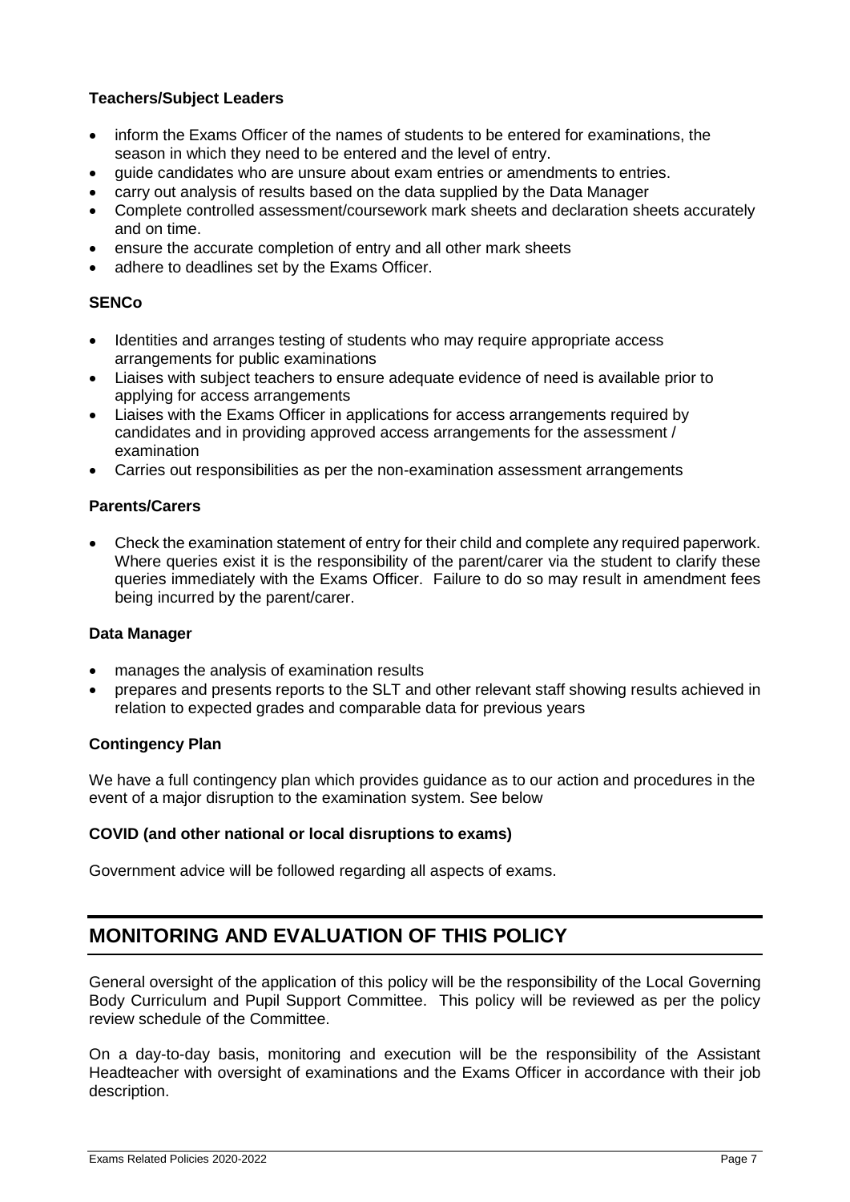### Teachers/Subject Leaders

- inform the Exams Officer of the names of students to be entered for examinations, the season in which they need to be entered and the level of entry.
- guide candidates who are unsure about exam entries or amendments to entries.
- carry out analysis of results based on the data supplied by the Data Manager
- Complete controlled assessment/coursework mark sheets and declaration sheets accurately and on time.
- ensure the accurate completion of entry and all other mark sheets
- adhere to deadlines set by the Exams Officer.

### SENCo

- Identities and arranges testing of students who may require appropriate access arrangements for public examinations
- Liaises with subject teachers to ensure adequate evidence of need is available prior to applying for access arrangements
- Liaises with the Exams Officer in applications for access arrangements required by candidates and in providing approved access arrangements for the assessment / examination
- Carries out responsibilities as per the non-examination assessment arrangements

### Parents/Carers

- Check the examination statement of entry for their child and complete any required paperwork. Where queries exist it is the responsibility of the parent/carer via the student to clarify these queries immediately with the Exams Officer. Failure to do so may result in amendment fees being incurred by the parent/carer.

### Data Manager

- manages the analysis of examination results
- prepares and presents reports to the SLT and other relevant staff showing results achieved in relation to expected grades and comparable data for previous years

### Contingency Plan

We have a full contingency plan which provides guidance as to our action and procedures in the event of a major disruption to the examination system. See below

### COVID (and other national or local disruptions to exams)

Government advice will be followed regarding all aspects of exams.

## MONITORING AND EVALUATION OF THIS POLICY

General oversight of the application of this policy will be the responsibility of the Local Governing Body Curriculum and Pupil Support Committee. This policy will be reviewed as per the policy review schedule of the Committee.

On a day-to-day basis, monitoring and execution will be the responsibility of the Assistant Headteacher with oversight of examinations and the Exams Officer in accordance with their job description.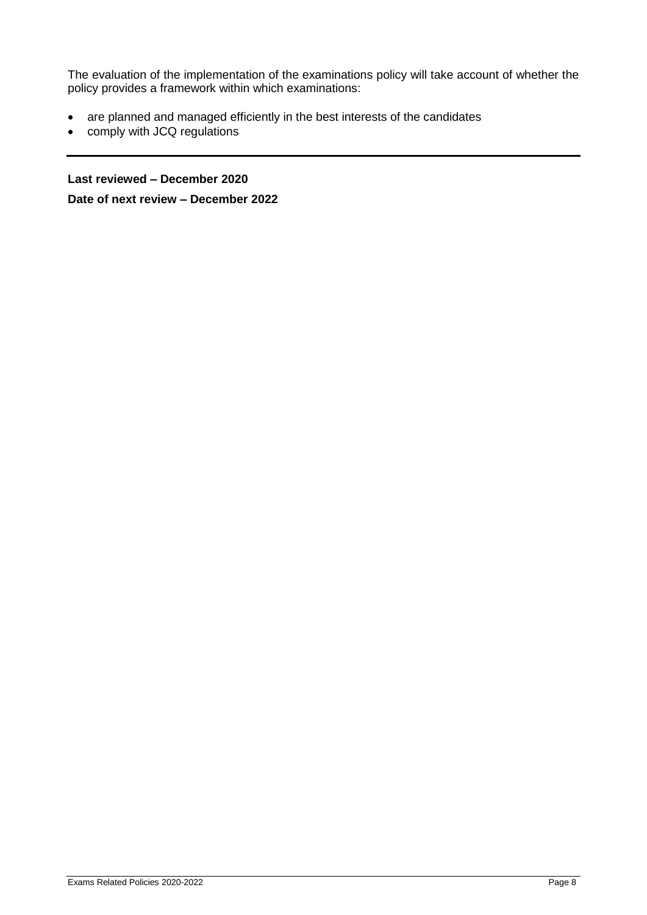The evaluation of the implementation of the examinations policy will take account of whether the policy provides a framework within which examinations:

- are planned and managed efficiently in the best interests of the candidates
- comply with JCQ regulations

---

**Last reviewed – December 2020**

**Date of next review – December 2022**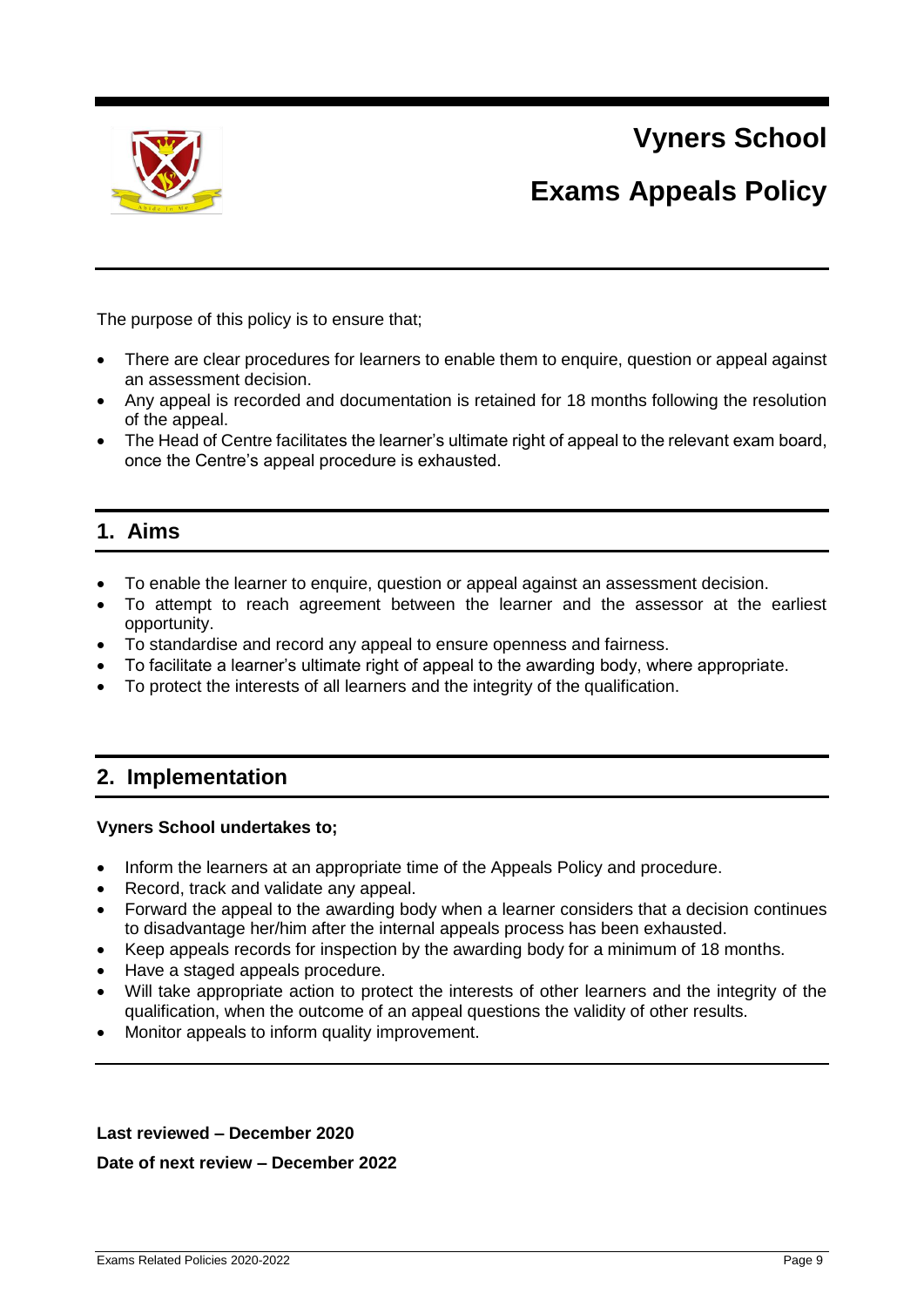# Vyners School

# Exams Appeals Policy

The purpose of this policy is to ensure that;

- There are clear procedures for learners to enable them to enquire, question or appeal against an assessment decision.
- Any appeal is recorded and documentation is retained for 18 months following the resolution of the appeal.
- The Head of Centre facilitates the learner's ultimate right of appeal to the relevant exam board, once the Centre's appeal procedure is exhausted.

## 1. Aims

- To enable the learner to enquire, question or appeal against an assessment decision.
- To attempt to reach agreement between the learner and the assessor at the earliest opportunity.
- To standardise and record any appeal to ensure openness and fairness.
- To facilitate a learner's ultimate right of appeal to the awarding body, where appropriate.
- To protect the interests of all learners and the integrity of the qualification.

## 2. Implementation

**Vyners School undertakes to;**

- Inform the learners at an appropriate time of the Appeals Policy and procedure.
- Record, track and validate any appeal.
- Forward the appeal to the awarding body when a learner considers that a decision continues to disadvantage her/him after the internal appeals process has been exhausted.
- Keep appeals records for inspection by the awarding body for a minimum of 18 months.
- Have a staged appeals procedure.
- Will take appropriate action to protect the interests of other learners and the integrity of the qualification, when the outcome of an appeal questions the validity of other results.
- Monitor appeals to inform quality improvement.

**Last reviewed – December 2020**

**Date of next review – December 2022**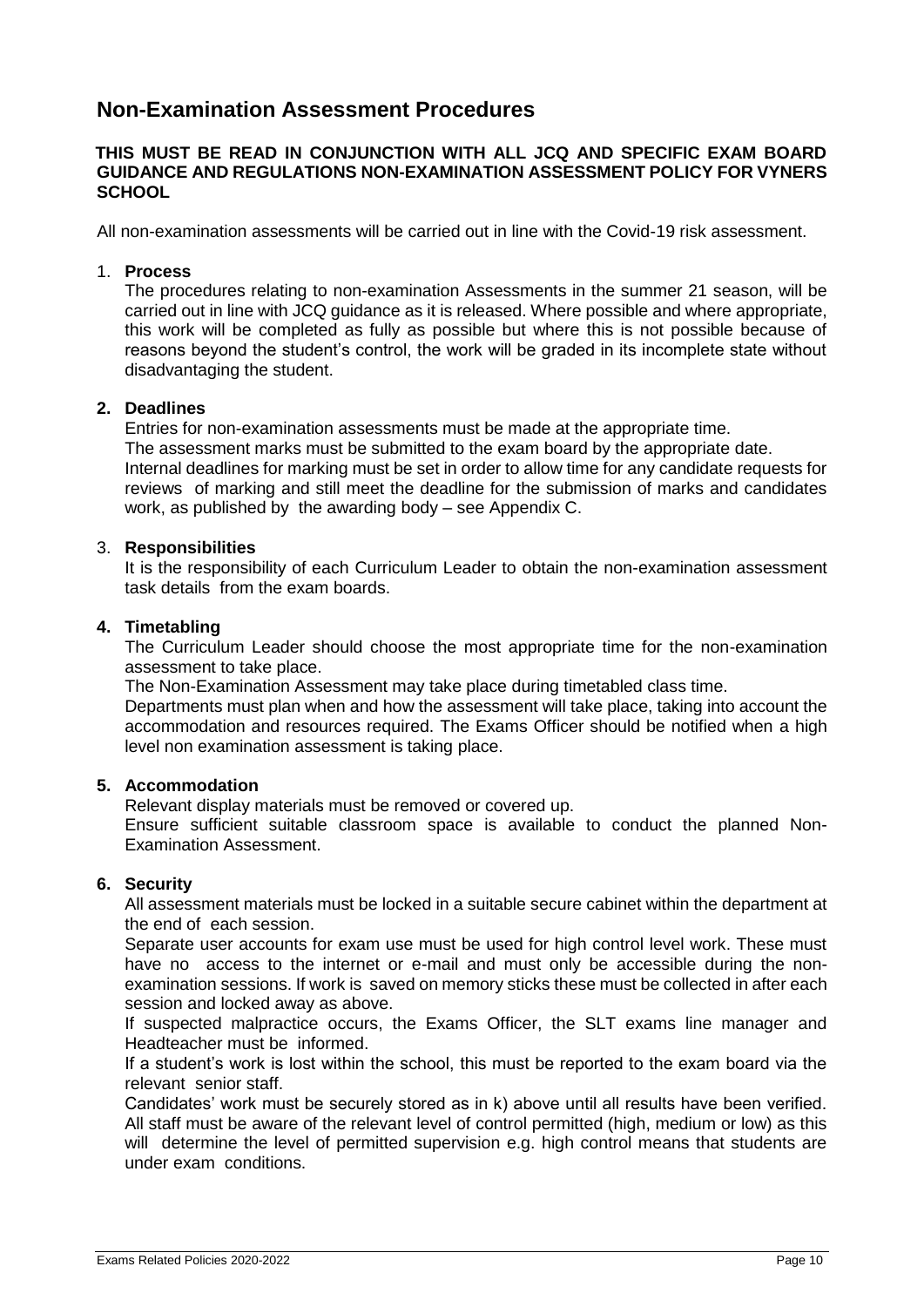# Non-Examination Assessment Procedures

**THIS MUST BE READ IN CONJUNCTION WITH ALL JCQ AND SPECIFIC EXAM BOARD GUIDANCE AND REGULATIONS NON-EXAMINATION ASSESSMENT POLICY FOR VYNERS SCHOOL**

All non-examination assessments will be carried out in line with the Covid-19 risk assessment.

1. **Process**

   The procedures relating to non-examination Assessments in the summer 21 season, will be carried out in line with JCQ guidance as it is released. Where possible and where appropriate, this work will be completed as fully as possible but where this is not possible because of reasons beyond the student's control, the work will be graded in its incomplete state without disadvantaging the student.

2. **Deadlines**

   Entries for non-examination assessments must be made at the appropriate time.
   The assessment marks must be submitted to the exam board by the appropriate date.
   Internal deadlines for marking must be set in order to allow time for any candidate requests for reviews of marking and still meet the deadline for the submission of marks and candidates work, as published by the awarding body – see Appendix C.

3. **Responsibilities**

   It is the responsibility of each Curriculum Leader to obtain the non-examination assessment task details from the exam boards.

4. **Timetabling**

   The Curriculum Leader should choose the most appropriate time for the non-examination assessment to take place.
   The Non-Examination Assessment may take place during timetabled class time.
   Departments must plan when and how the assessment will take place, taking into account the accommodation and resources required. The Exams Officer should be notified when a high level non examination assessment is taking place.

5. **Accommodation**

   Relevant display materials must be removed or covered up.
   Ensure sufficient suitable classroom space is available to conduct the planned Non-Examination Assessment.

6. **Security**

   All assessment materials must be locked in a suitable secure cabinet within the department at the end of each session.
   Separate user accounts for exam use must be used for high control level work. These must have no access to the internet or e-mail and must only be accessible during the non-examination sessions. If work is saved on memory sticks these must be collected in after each session and locked away as above.
   If suspected malpractice occurs, the Exams Officer, the SLT exams line manager and Headteacher must be informed.
   If a student's work is lost within the school, this must be reported to the exam board via the relevant senior staff.
   Candidates' work must be securely stored as in k) above until all results have been verified.
   All staff must be aware of the relevant level of control permitted (high, medium or low) as this will determine the level of permitted supervision e.g. high control means that students are under exam conditions.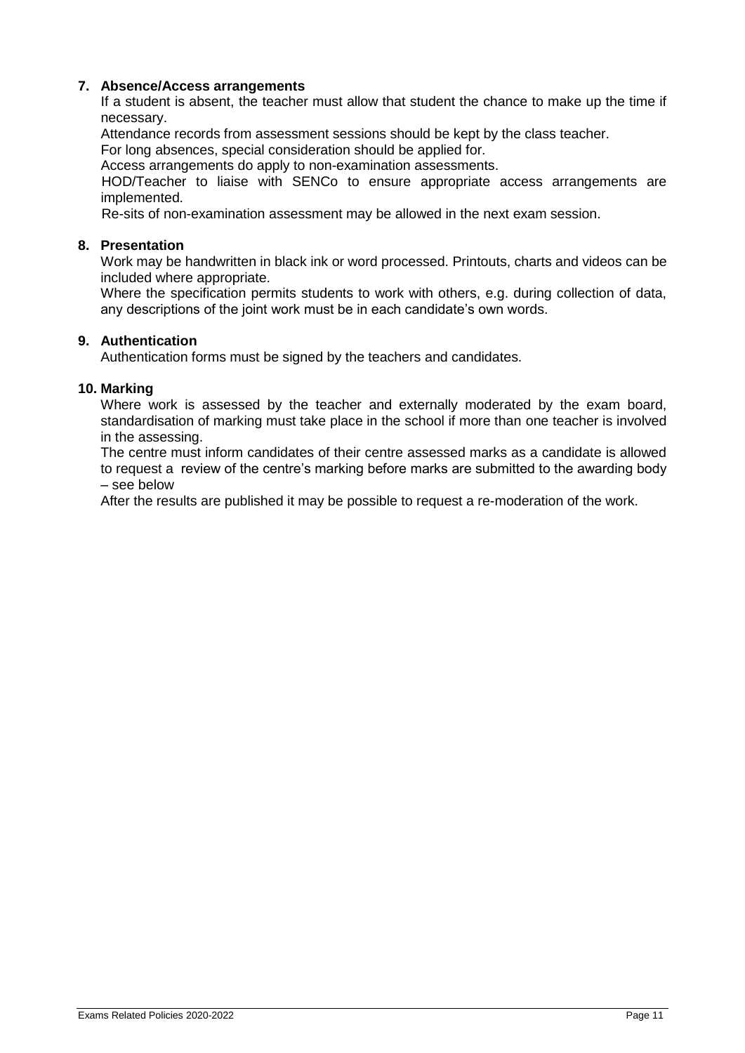**7. Absence/Access arrangements**

If a student is absent, the teacher must allow that student the chance to make up the time if necessary.

Attendance records from assessment sessions should be kept by the class teacher.

For long absences, special consideration should be applied for.

Access arrangements do apply to non-examination assessments.

HOD/Teacher to liaise with SENCo to ensure appropriate access arrangements are implemented.

Re-sits of non-examination assessment may be allowed in the next exam session.

**8. Presentation**

Work may be handwritten in black ink or word processed. Printouts, charts and videos can be included where appropriate.

Where the specification permits students to work with others, e.g. during collection of data, any descriptions of the joint work must be in each candidate's own words.

**9. Authentication**

Authentication forms must be signed by the teachers and candidates.

**10. Marking**

Where work is assessed by the teacher and externally moderated by the exam board, standardisation of marking must take place in the school if more than one teacher is involved in the assessing.

The centre must inform candidates of their centre assessed marks as a candidate is allowed to request a review of the centre's marking before marks are submitted to the awarding body – see below

After the results are published it may be possible to request a re-moderation of the work.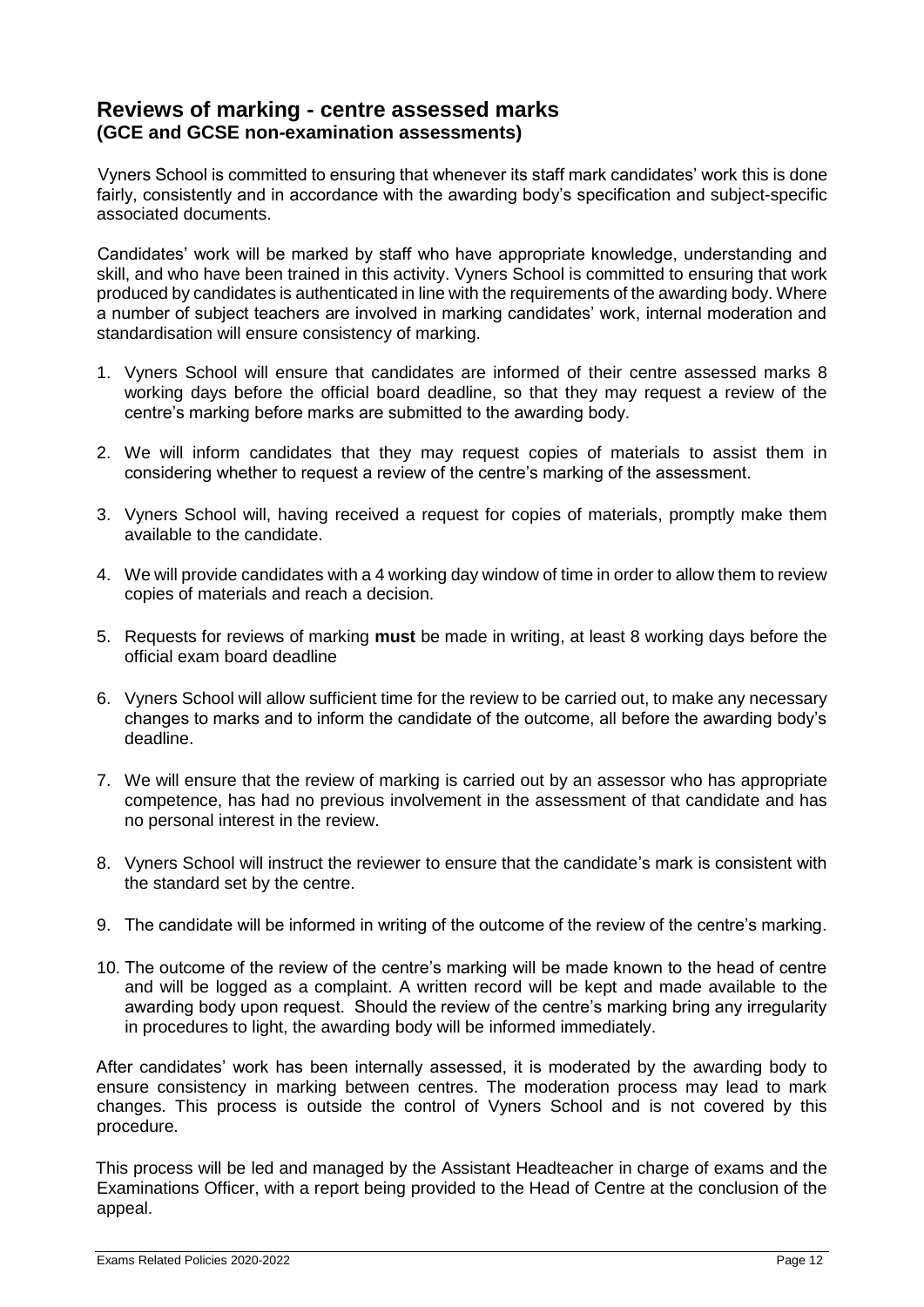## Reviews of marking - centre assessed marks
### (GCE and GCSE non-examination assessments)

Vyners School is committed to ensuring that whenever its staff mark candidates' work this is done fairly, consistently and in accordance with the awarding body's specification and subject-specific associated documents.

Candidates' work will be marked by staff who have appropriate knowledge, understanding and skill, and who have been trained in this activity. Vyners School is committed to ensuring that work produced by candidates is authenticated in line with the requirements of the awarding body. Where a number of subject teachers are involved in marking candidates' work, internal moderation and standardisation will ensure consistency of marking.

1. Vyners School will ensure that candidates are informed of their centre assessed marks 8 working days before the official board deadline, so that they may request a review of the centre's marking before marks are submitted to the awarding body.
2. We will inform candidates that they may request copies of materials to assist them in considering whether to request a review of the centre's marking of the assessment.
3. Vyners School will, having received a request for copies of materials, promptly make them available to the candidate.
4. We will provide candidates with a 4 working day window of time in order to allow them to review copies of materials and reach a decision.
5. Requests for reviews of marking **must** be made in writing, at least 8 working days before the official exam board deadline
6. Vyners School will allow sufficient time for the review to be carried out, to make any necessary changes to marks and to inform the candidate of the outcome, all before the awarding body's deadline.
7. We will ensure that the review of marking is carried out by an assessor who has appropriate competence, has had no previous involvement in the assessment of that candidate and has no personal interest in the review.
8. Vyners School will instruct the reviewer to ensure that the candidate's mark is consistent with the standard set by the centre.
9. The candidate will be informed in writing of the outcome of the review of the centre's marking.
10. The outcome of the review of the centre's marking will be made known to the head of centre and will be logged as a complaint. A written record will be kept and made available to the awarding body upon request. Should the review of the centre's marking bring any irregularity in procedures to light, the awarding body will be informed immediately.

After candidates' work has been internally assessed, it is moderated by the awarding body to ensure consistency in marking between centres. The moderation process may lead to mark changes. This process is outside the control of Vyners School and is not covered by this procedure.

This process will be led and managed by the Assistant Headteacher in charge of exams and the Examinations Officer, with a report being provided to the Head of Centre at the conclusion of the appeal.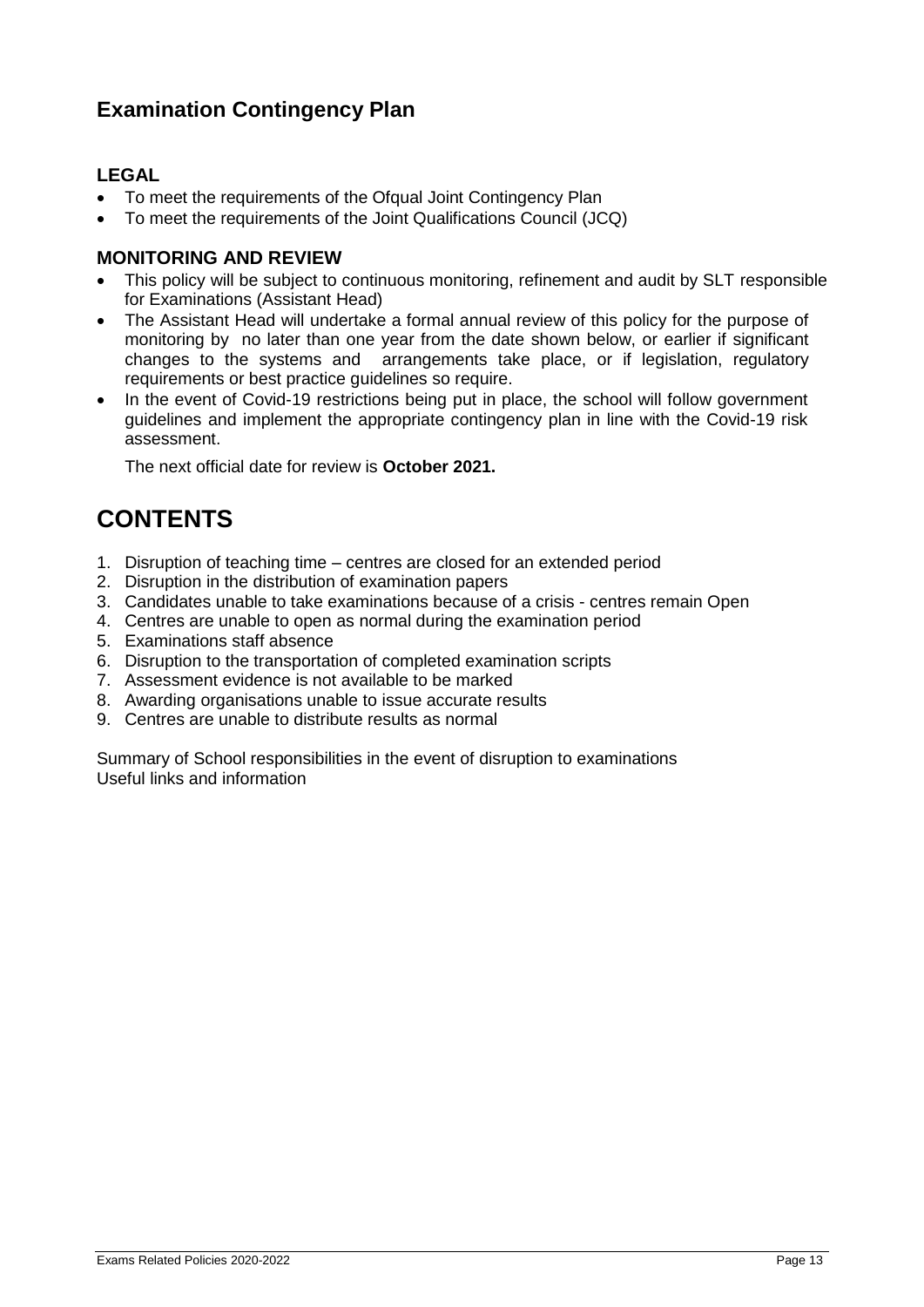## Examination Contingency Plan

### LEGAL

- To meet the requirements of the Ofqual Joint Contingency Plan
- To meet the requirements of the Joint Qualifications Council (JCQ)

### MONITORING AND REVIEW

- This policy will be subject to continuous monitoring, refinement and audit by SLT responsible for Examinations (Assistant Head)
- The Assistant Head will undertake a formal annual review of this policy for the purpose of monitoring by no later than one year from the date shown below, or earlier if significant changes to the systems and arrangements take place, or if legislation, regulatory requirements or best practice guidelines so require.
- In the event of Covid-19 restrictions being put in place, the school will follow government guidelines and implement the appropriate contingency plan in line with the Covid-19 risk assessment.

  The next official date for review is **October 2021.**

# CONTENTS

1. Disruption of teaching time – centres are closed for an extended period
2. Disruption in the distribution of examination papers
3. Candidates unable to take examinations because of a crisis - centres remain Open
4. Centres are unable to open as normal during the examination period
5. Examinations staff absence
6. Disruption to the transportation of completed examination scripts
7. Assessment evidence is not available to be marked
8. Awarding organisations unable to issue accurate results
9. Centres are unable to distribute results as normal

Summary of School responsibilities in the event of disruption to examinations
Useful links and information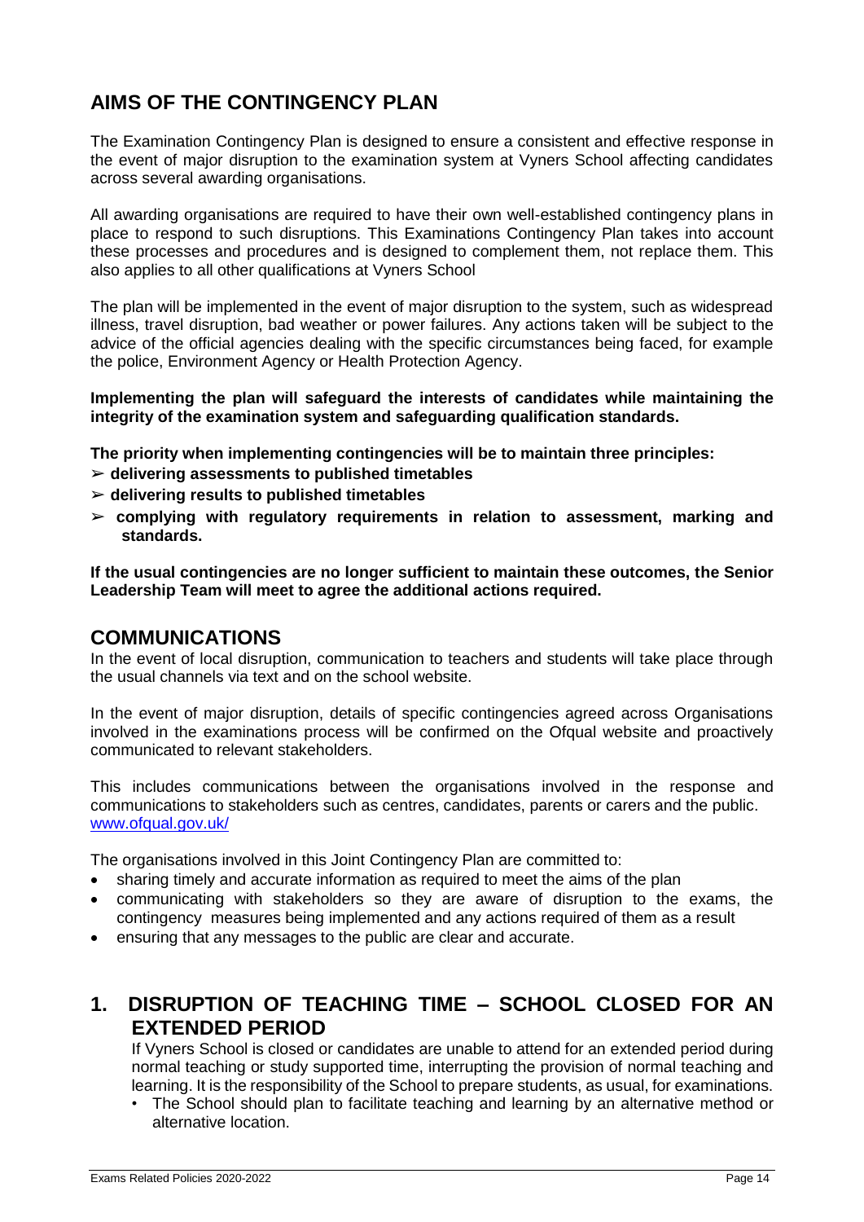## AIMS OF THE CONTINGENCY PLAN

The Examination Contingency Plan is designed to ensure a consistent and effective response in the event of major disruption to the examination system at Vyners School affecting candidates across several awarding organisations.

All awarding organisations are required to have their own well-established contingency plans in place to respond to such disruptions. This Examinations Contingency Plan takes into account these processes and procedures and is designed to complement them, not replace them. This also applies to all other qualifications at Vyners School

The plan will be implemented in the event of major disruption to the system, such as widespread illness, travel disruption, bad weather or power failures. Any actions taken will be subject to the advice of the official agencies dealing with the specific circumstances being faced, for example the police, Environment Agency or Health Protection Agency.

**Implementing the plan will safeguard the interests of candidates while maintaining the integrity of the examination system and safeguarding qualification standards.**

**The priority when implementing contingencies will be to maintain three principles:**

- **delivering assessments to published timetables**
- **delivering results to published timetables**
- **complying with regulatory requirements in relation to assessment, marking and standards.**

**If the usual contingencies are no longer sufficient to maintain these outcomes, the Senior Leadership Team will meet to agree the additional actions required.**

## COMMUNICATIONS

In the event of local disruption, communication to teachers and students will take place through the usual channels via text and on the school website.

In the event of major disruption, details of specific contingencies agreed across Organisations involved in the examinations process will be confirmed on the Ofqual website and proactively communicated to relevant stakeholders.

This includes communications between the organisations involved in the response and communications to stakeholders such as centres, candidates, parents or carers and the public. www.ofqual.gov.uk/

The organisations involved in this Joint Contingency Plan are committed to:

- sharing timely and accurate information as required to meet the aims of the plan
- communicating with stakeholders so they are aware of disruption to the exams, the contingency measures being implemented and any actions required of them as a result
- ensuring that any messages to the public are clear and accurate.

## 1. DISRUPTION OF TEACHING TIME – SCHOOL CLOSED FOR AN EXTENDED PERIOD

If Vyners School is closed or candidates are unable to attend for an extended period during normal teaching or study supported time, interrupting the provision of normal teaching and learning. It is the responsibility of the School to prepare students, as usual, for examinations.

- The School should plan to facilitate teaching and learning by an alternative method or alternative location.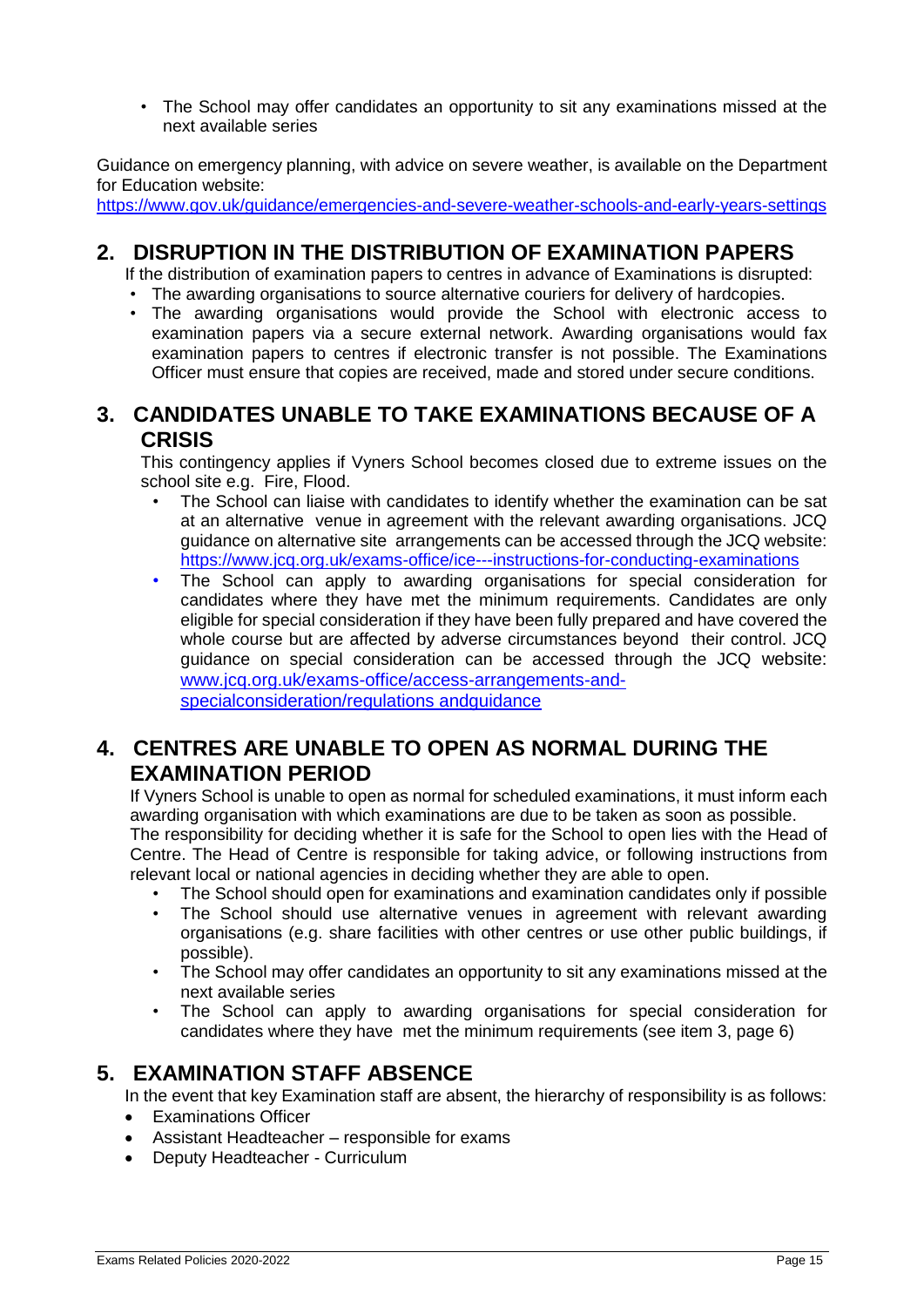- The School may offer candidates an opportunity to sit any examinations missed at the next available series

Guidance on emergency planning, with advice on severe weather, is available on the Department for Education website:
https://www.gov.uk/guidance/emergencies-and-severe-weather-schools-and-early-years-settings

## 2. DISRUPTION IN THE DISTRIBUTION OF EXAMINATION PAPERS

If the distribution of examination papers to centres in advance of Examinations is disrupted:

- The awarding organisations to source alternative couriers for delivery of hardcopies.
- The awarding organisations would provide the School with electronic access to examination papers via a secure external network. Awarding organisations would fax examination papers to centres if electronic transfer is not possible. The Examinations Officer must ensure that copies are received, made and stored under secure conditions.

## 3. CANDIDATES UNABLE TO TAKE EXAMINATIONS BECAUSE OF A CRISIS

This contingency applies if Vyners School becomes closed due to extreme issues on the school site e.g. Fire, Flood.

- The School can liaise with candidates to identify whether the examination can be sat at an alternative venue in agreement with the relevant awarding organisations. JCQ guidance on alternative site arrangements can be accessed through the JCQ website: https://www.jcq.org.uk/exams-office/ice---instructions-for-conducting-examinations
- The School can apply to awarding organisations for special consideration for candidates where they have met the minimum requirements. Candidates are only eligible for special consideration if they have been fully prepared and have covered the whole course but are affected by adverse circumstances beyond their control. JCQ guidance on special consideration can be accessed through the JCQ website: www.jcq.org.uk/exams-office/access-arrangements-and-specialconsideration/regulations andguidance

## 4. CENTRES ARE UNABLE TO OPEN AS NORMAL DURING THE EXAMINATION PERIOD

If Vyners School is unable to open as normal for scheduled examinations, it must inform each awarding organisation with which examinations are due to be taken as soon as possible.
The responsibility for deciding whether it is safe for the School to open lies with the Head of Centre. The Head of Centre is responsible for taking advice, or following instructions from relevant local or national agencies in deciding whether they are able to open.

- The School should open for examinations and examination candidates only if possible
- The School should use alternative venues in agreement with relevant awarding organisations (e.g. share facilities with other centres or use other public buildings, if possible).
- The School may offer candidates an opportunity to sit any examinations missed at the next available series
- The School can apply to awarding organisations for special consideration for candidates where they have met the minimum requirements (see item 3, page 6)

## 5. EXAMINATION STAFF ABSENCE

In the event that key Examination staff are absent, the hierarchy of responsibility is as follows:

- Examinations Officer
- Assistant Headteacher – responsible for exams
- Deputy Headteacher - Curriculum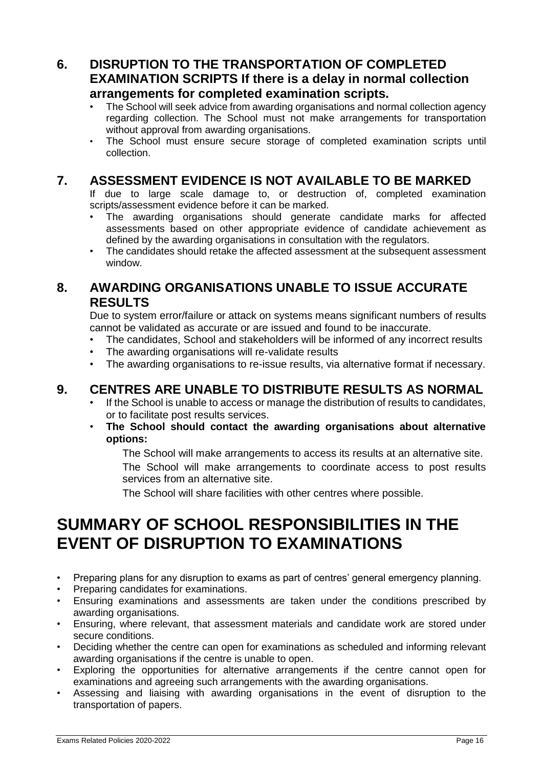## 6. DISRUPTION TO THE TRANSPORTATION OF COMPLETED EXAMINATION SCRIPTS If there is a delay in normal collection arrangements for completed examination scripts.

- The School will seek advice from awarding organisations and normal collection agency regarding collection. The School must not make arrangements for transportation without approval from awarding organisations.
- The School must ensure secure storage of completed examination scripts until collection.

## 7. ASSESSMENT EVIDENCE IS NOT AVAILABLE TO BE MARKED

If due to large scale damage to, or destruction of, completed examination scripts/assessment evidence before it can be marked.

- The awarding organisations should generate candidate marks for affected assessments based on other appropriate evidence of candidate achievement as defined by the awarding organisations in consultation with the regulators.
- The candidates should retake the affected assessment at the subsequent assessment window.

## 8. AWARDING ORGANISATIONS UNABLE TO ISSUE ACCURATE RESULTS

Due to system error/failure or attack on systems means significant numbers of results cannot be validated as accurate or are issued and found to be inaccurate.

- The candidates, School and stakeholders will be informed of any incorrect results
- The awarding organisations will re-validate results
- The awarding organisations to re-issue results, via alternative format if necessary.

## 9. CENTRES ARE UNABLE TO DISTRIBUTE RESULTS AS NORMAL

- If the School is unable to access or manage the distribution of results to candidates, or to facilitate post results services.
- **The School should contact the awarding organisations about alternative options:**

  The School will make arrangements to access its results at an alternative site.

  The School will make arrangements to coordinate access to post results services from an alternative site.

  The School will share facilities with other centres where possible.

# SUMMARY OF SCHOOL RESPONSIBILITIES IN THE EVENT OF DISRUPTION TO EXAMINATIONS

- Preparing plans for any disruption to exams as part of centres' general emergency planning.
- Preparing candidates for examinations.
- Ensuring examinations and assessments are taken under the conditions prescribed by awarding organisations.
- Ensuring, where relevant, that assessment materials and candidate work are stored under secure conditions.
- Deciding whether the centre can open for examinations as scheduled and informing relevant awarding organisations if the centre is unable to open.
- Exploring the opportunities for alternative arrangements if the centre cannot open for examinations and agreeing such arrangements with the awarding organisations.
- Assessing and liaising with awarding organisations in the event of disruption to the transportation of papers.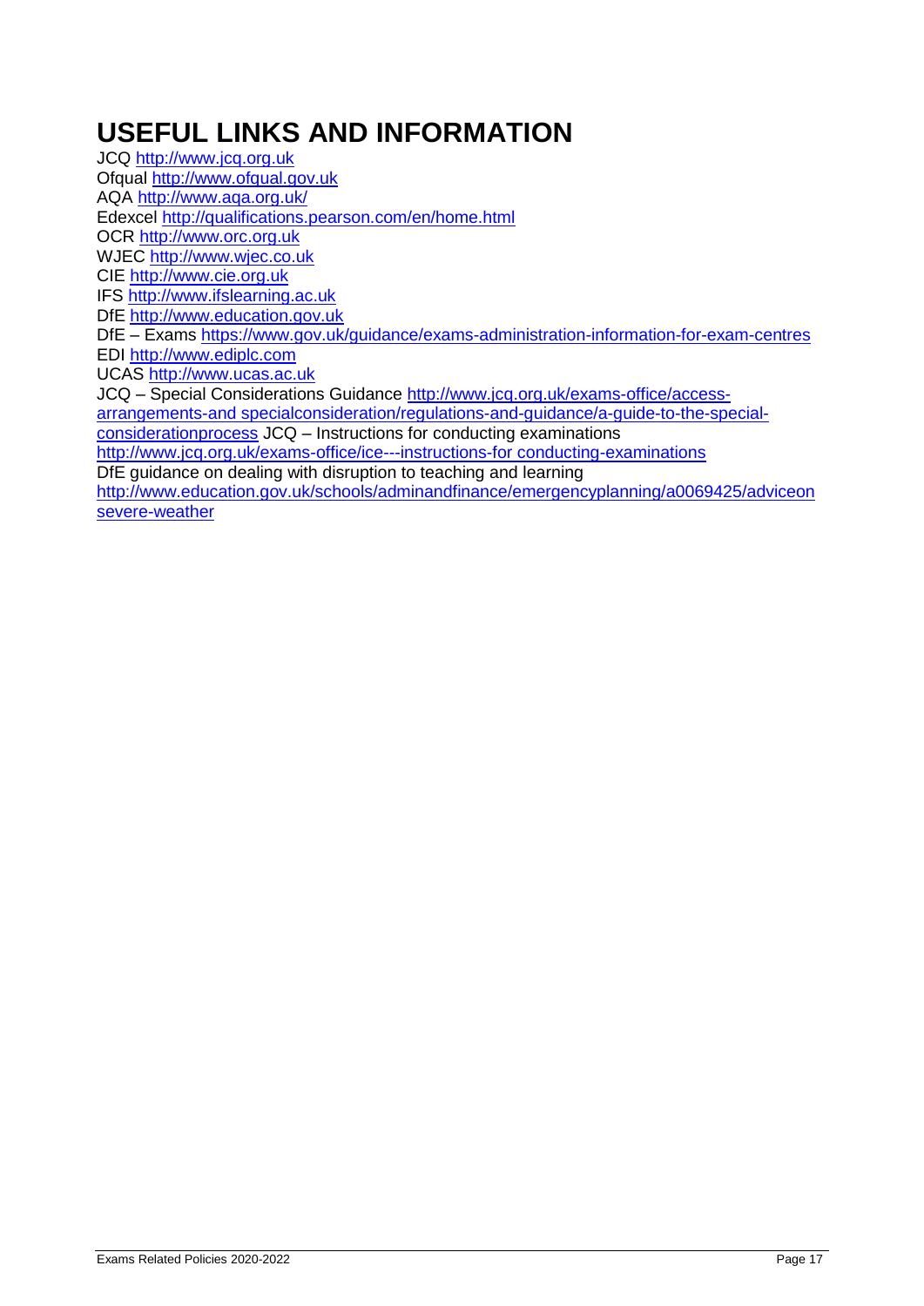# USEFUL LINKS AND INFORMATION

JCQ http://www.jcq.org.uk
Ofqual http://www.ofqual.gov.uk
AQA http://www.aqa.org.uk/
Edexcel http://qualifications.pearson.com/en/home.html
OCR http://www.orc.org.uk
WJEC http://www.wjec.co.uk
CIE http://www.cie.org.uk
IFS http://www.ifslearning.ac.uk
DfE http://www.education.gov.uk
DfE – Exams https://www.gov.uk/guidance/exams-administration-information-for-exam-centres
EDI http://www.ediplc.com
UCAS http://www.ucas.ac.uk
JCQ – Special Considerations Guidance http://www.jcq.org.uk/exams-office/access-arrangements-and specialconsideration/regulations-and-guidance/a-guide-to-the-special-considerationprocess JCQ – Instructions for conducting examinations http://www.jcq.org.uk/exams-office/ice---instructions-for conducting-examinations
DfE guidance on dealing with disruption to teaching and learning http://www.education.gov.uk/schools/adminandfinance/emergencyplanning/a0069425/adviceon severe-weather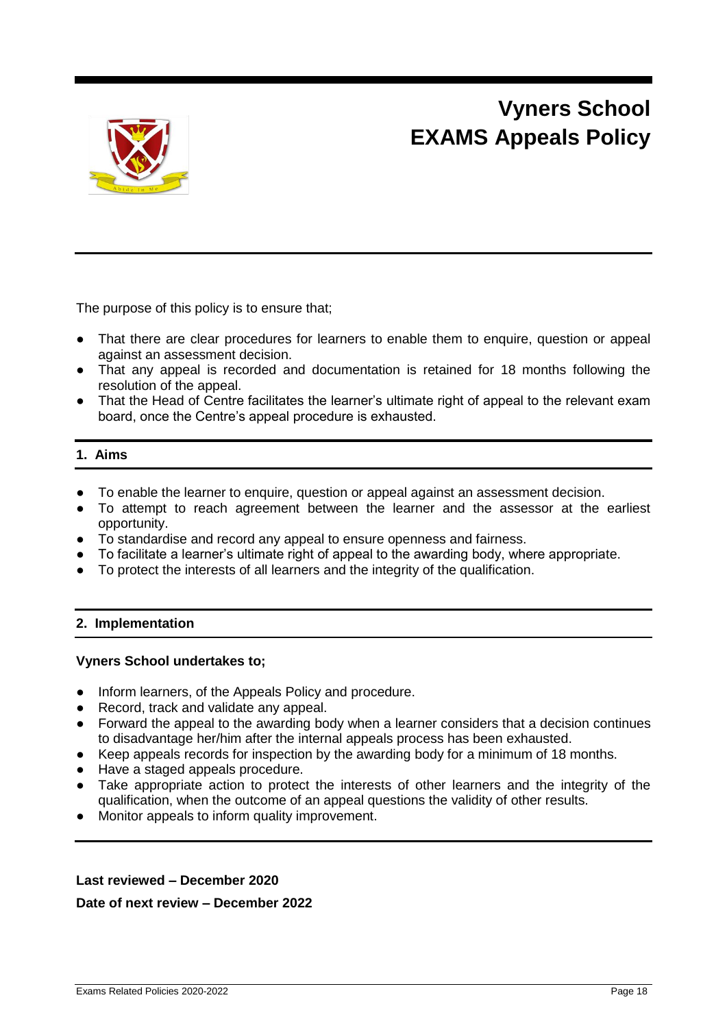# Vyners School
# EXAMS Appeals Policy

The purpose of this policy is to ensure that;

- That there are clear procedures for learners to enable them to enquire, question or appeal against an assessment decision.
- That any appeal is recorded and documentation is retained for 18 months following the resolution of the appeal.
- That the Head of Centre facilitates the learner's ultimate right of appeal to the relevant exam board, once the Centre's appeal procedure is exhausted.

## 1. Aims

- To enable the learner to enquire, question or appeal against an assessment decision.
- To attempt to reach agreement between the learner and the assessor at the earliest opportunity.
- To standardise and record any appeal to ensure openness and fairness.
- To facilitate a learner's ultimate right of appeal to the awarding body, where appropriate.
- To protect the interests of all learners and the integrity of the qualification.

## 2. Implementation

**Vyners School undertakes to;**

- Inform learners, of the Appeals Policy and procedure.
- Record, track and validate any appeal.
- Forward the appeal to the awarding body when a learner considers that a decision continues to disadvantage her/him after the internal appeals process has been exhausted.
- Keep appeals records for inspection by the awarding body for a minimum of 18 months.
- Have a staged appeals procedure.
- Take appropriate action to protect the interests of other learners and the integrity of the qualification, when the outcome of an appeal questions the validity of other results.
- Monitor appeals to inform quality improvement.

**Last reviewed – December 2020**

**Date of next review – December 2022**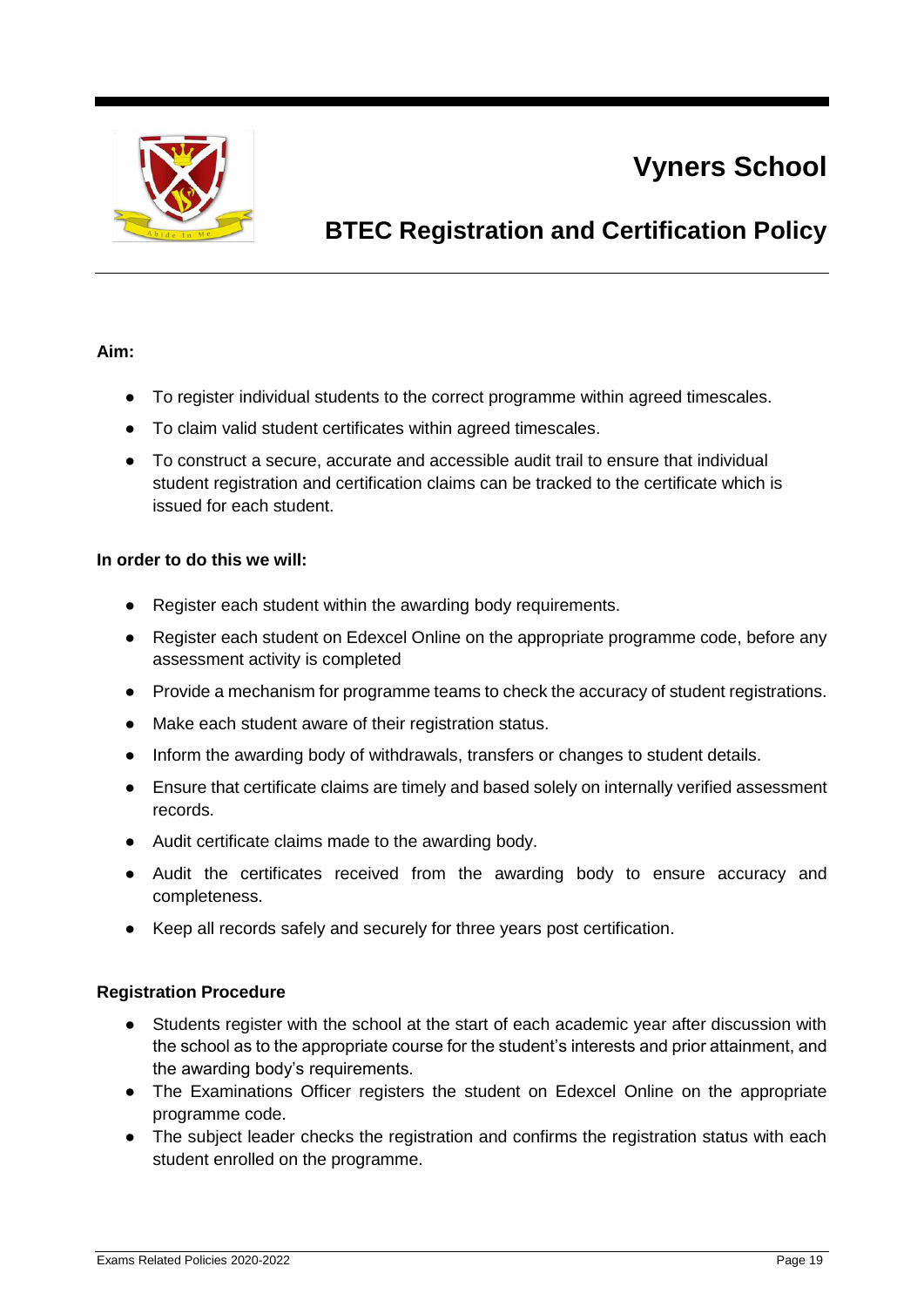# Vyners School

## BTEC Registration and Certification Policy

**Aim:**

- To register individual students to the correct programme within agreed timescales.
- To claim valid student certificates within agreed timescales.
- To construct a secure, accurate and accessible audit trail to ensure that individual student registration and certification claims can be tracked to the certificate which is issued for each student.

**In order to do this we will:**

- Register each student within the awarding body requirements.
- Register each student on Edexcel Online on the appropriate programme code, before any assessment activity is completed
- Provide a mechanism for programme teams to check the accuracy of student registrations.
- Make each student aware of their registration status.
- Inform the awarding body of withdrawals, transfers or changes to student details.
- Ensure that certificate claims are timely and based solely on internally verified assessment records.
- Audit certificate claims made to the awarding body.
- Audit the certificates received from the awarding body to ensure accuracy and completeness.
- Keep all records safely and securely for three years post certification.

**Registration Procedure**

- Students register with the school at the start of each academic year after discussion with the school as to the appropriate course for the student's interests and prior attainment, and the awarding body's requirements.
- The Examinations Officer registers the student on Edexcel Online on the appropriate programme code.
- The subject leader checks the registration and confirms the registration status with each student enrolled on the programme.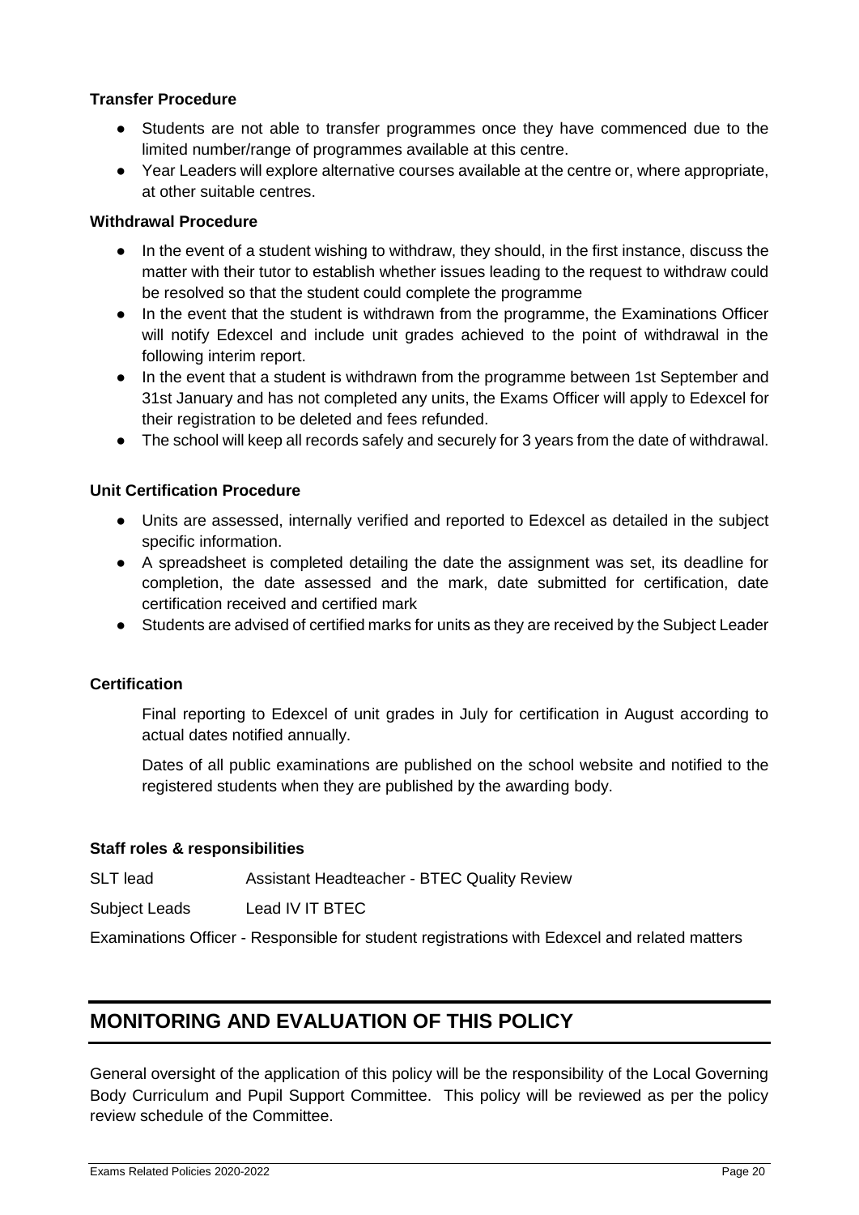**Transfer Procedure**

- Students are not able to transfer programmes once they have commenced due to the limited number/range of programmes available at this centre.
- Year Leaders will explore alternative courses available at the centre or, where appropriate, at other suitable centres.

**Withdrawal Procedure**

- In the event of a student wishing to withdraw, they should, in the first instance, discuss the matter with their tutor to establish whether issues leading to the request to withdraw could be resolved so that the student could complete the programme
- In the event that the student is withdrawn from the programme, the Examinations Officer will notify Edexcel and include unit grades achieved to the point of withdrawal in the following interim report.
- In the event that a student is withdrawn from the programme between 1st September and 31st January and has not completed any units, the Exams Officer will apply to Edexcel for their registration to be deleted and fees refunded.
- The school will keep all records safely and securely for 3 years from the date of withdrawal.

**Unit Certification Procedure**

- Units are assessed, internally verified and reported to Edexcel as detailed in the subject specific information.
- A spreadsheet is completed detailing the date the assignment was set, its deadline for completion, the date assessed and the mark, date submitted for certification, date certification received and certified mark
- Students are advised of certified marks for units as they are received by the Subject Leader

**Certification**

Final reporting to Edexcel of unit grades in July for certification in August according to actual dates notified annually.

Dates of all public examinations are published on the school website and notified to the registered students when they are published by the awarding body.

**Staff roles & responsibilities**

SLT lead	Assistant Headteacher - BTEC Quality Review

Subject Leads	Lead IV IT BTEC

Examinations Officer - Responsible for student registrations with Edexcel and related matters

## MONITORING AND EVALUATION OF THIS POLICY

General oversight of the application of this policy will be the responsibility of the Local Governing Body Curriculum and Pupil Support Committee. This policy will be reviewed as per the policy review schedule of the Committee.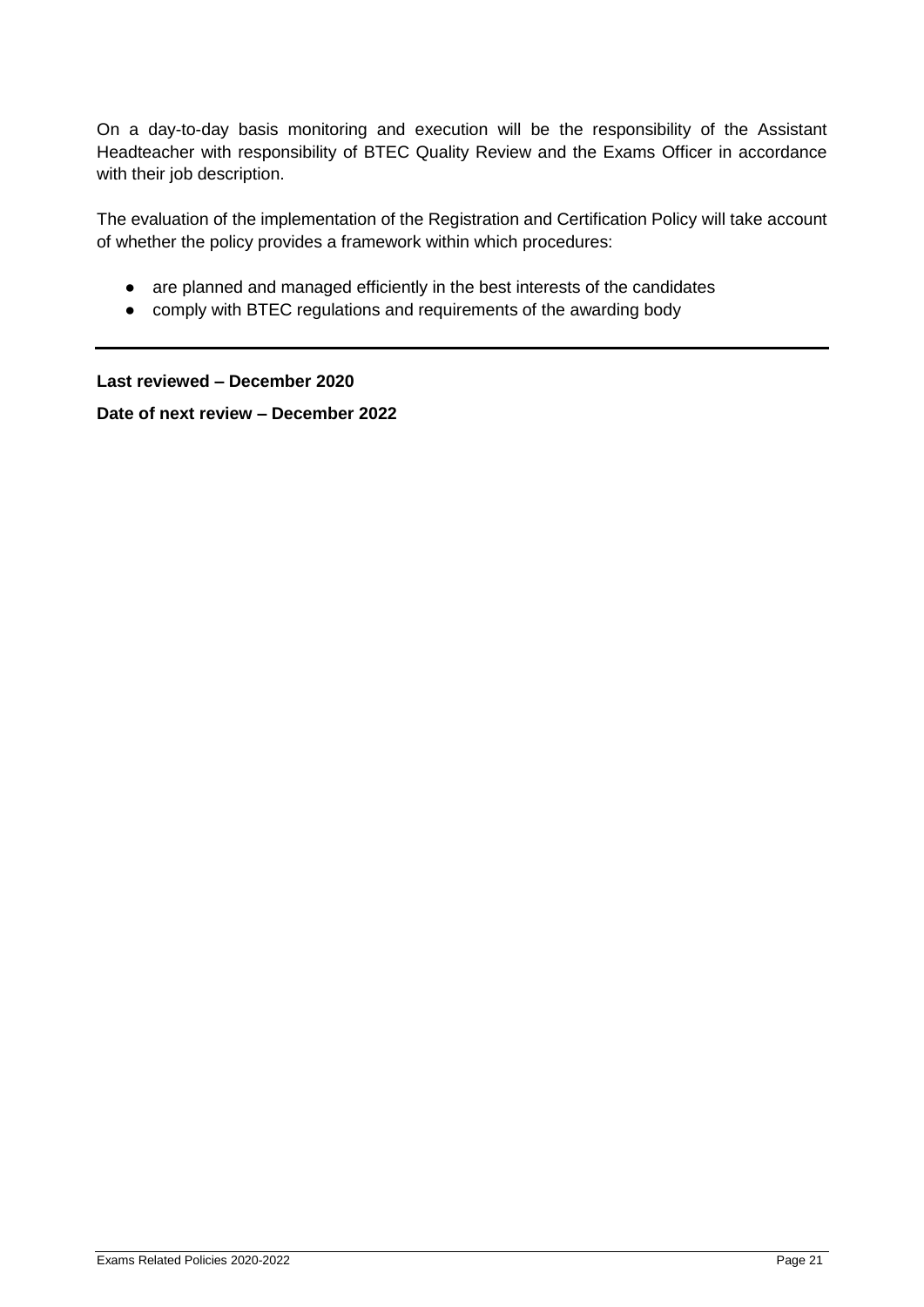On a day-to-day basis monitoring and execution will be the responsibility of the Assistant Headteacher with responsibility of BTEC Quality Review and the Exams Officer in accordance with their job description.

The evaluation of the implementation of the Registration and Certification Policy will take account of whether the policy provides a framework within which procedures:

- are planned and managed efficiently in the best interests of the candidates
- comply with BTEC regulations and requirements of the awarding body

---

**Last reviewed – December 2020**

**Date of next review – December 2022**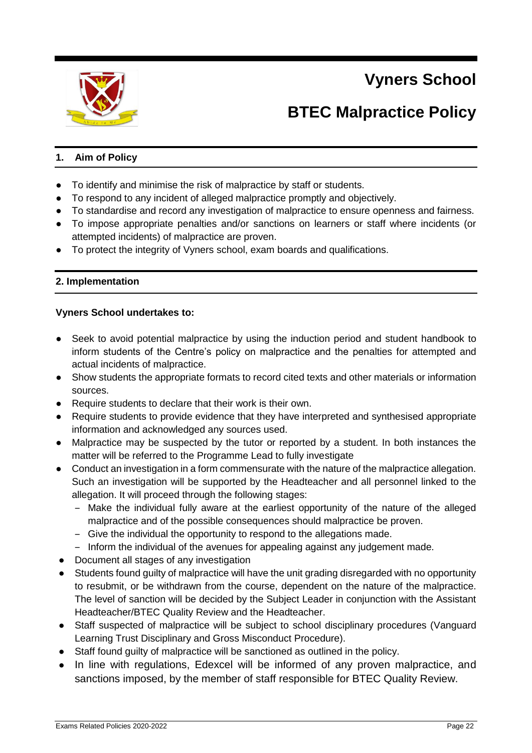# Vyners School

# BTEC Malpractice Policy

## 1. Aim of Policy

- To identify and minimise the risk of malpractice by staff or students.
- To respond to any incident of alleged malpractice promptly and objectively.
- To standardise and record any investigation of malpractice to ensure openness and fairness.
- To impose appropriate penalties and/or sanctions on learners or staff where incidents (or attempted incidents) of malpractice are proven.
- To protect the integrity of Vyners school, exam boards and qualifications.

## 2. Implementation

**Vyners School undertakes to:**

- Seek to avoid potential malpractice by using the induction period and student handbook to inform students of the Centre's policy on malpractice and the penalties for attempted and actual incidents of malpractice.
- Show students the appropriate formats to record cited texts and other materials or information sources.
- Require students to declare that their work is their own.
- Require students to provide evidence that they have interpreted and synthesised appropriate information and acknowledged any sources used.
- Malpractice may be suspected by the tutor or reported by a student. In both instances the matter will be referred to the Programme Lead to fully investigate
- Conduct an investigation in a form commensurate with the nature of the malpractice allegation. Such an investigation will be supported by the Headteacher and all personnel linked to the allegation. It will proceed through the following stages:
  - Make the individual fully aware at the earliest opportunity of the nature of the alleged malpractice and of the possible consequences should malpractice be proven.
  - Give the individual the opportunity to respond to the allegations made.
  - Inform the individual of the avenues for appealing against any judgement made.
- Document all stages of any investigation
- Students found guilty of malpractice will have the unit grading disregarded with no opportunity to resubmit, or be withdrawn from the course, dependent on the nature of the malpractice. The level of sanction will be decided by the Subject Leader in conjunction with the Assistant Headteacher/BTEC Quality Review and the Headteacher.
- Staff suspected of malpractice will be subject to school disciplinary procedures (Vanguard Learning Trust Disciplinary and Gross Misconduct Procedure).
- Staff found guilty of malpractice will be sanctioned as outlined in the policy.
- In line with regulations, Edexcel will be informed of any proven malpractice, and sanctions imposed, by the member of staff responsible for BTEC Quality Review.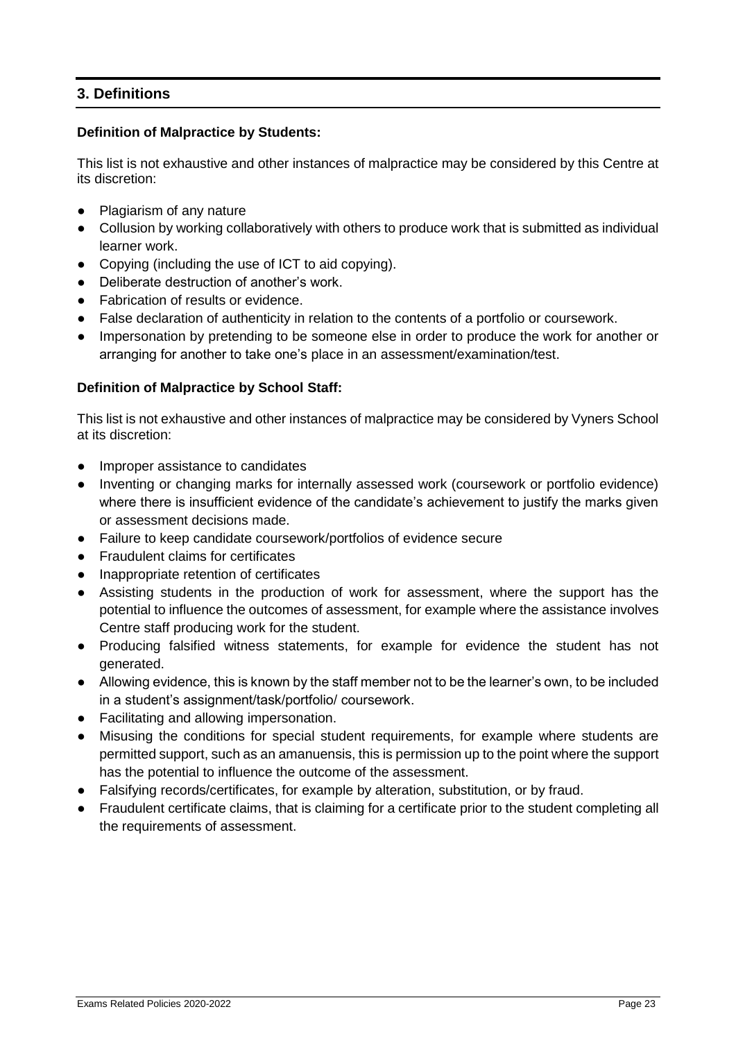## 3. Definitions

**Definition of Malpractice by Students:**

This list is not exhaustive and other instances of malpractice may be considered by this Centre at its discretion:

- Plagiarism of any nature
- Collusion by working collaboratively with others to produce work that is submitted as individual learner work.
- Copying (including the use of ICT to aid copying).
- Deliberate destruction of another's work.
- Fabrication of results or evidence.
- False declaration of authenticity in relation to the contents of a portfolio or coursework.
- Impersonation by pretending to be someone else in order to produce the work for another or arranging for another to take one's place in an assessment/examination/test.

**Definition of Malpractice by School Staff:**

This list is not exhaustive and other instances of malpractice may be considered by Vyners School at its discretion:

- Improper assistance to candidates
- Inventing or changing marks for internally assessed work (coursework or portfolio evidence) where there is insufficient evidence of the candidate's achievement to justify the marks given or assessment decisions made.
- Failure to keep candidate coursework/portfolios of evidence secure
- Fraudulent claims for certificates
- Inappropriate retention of certificates
- Assisting students in the production of work for assessment, where the support has the potential to influence the outcomes of assessment, for example where the assistance involves Centre staff producing work for the student.
- Producing falsified witness statements, for example for evidence the student has not generated.
- Allowing evidence, this is known by the staff member not to be the learner's own, to be included in a student's assignment/task/portfolio/ coursework.
- Facilitating and allowing impersonation.
- Misusing the conditions for special student requirements, for example where students are permitted support, such as an amanuensis, this is permission up to the point where the support has the potential to influence the outcome of the assessment.
- Falsifying records/certificates, for example by alteration, substitution, or by fraud.
- Fraudulent certificate claims, that is claiming for a certificate prior to the student completing all the requirements of assessment.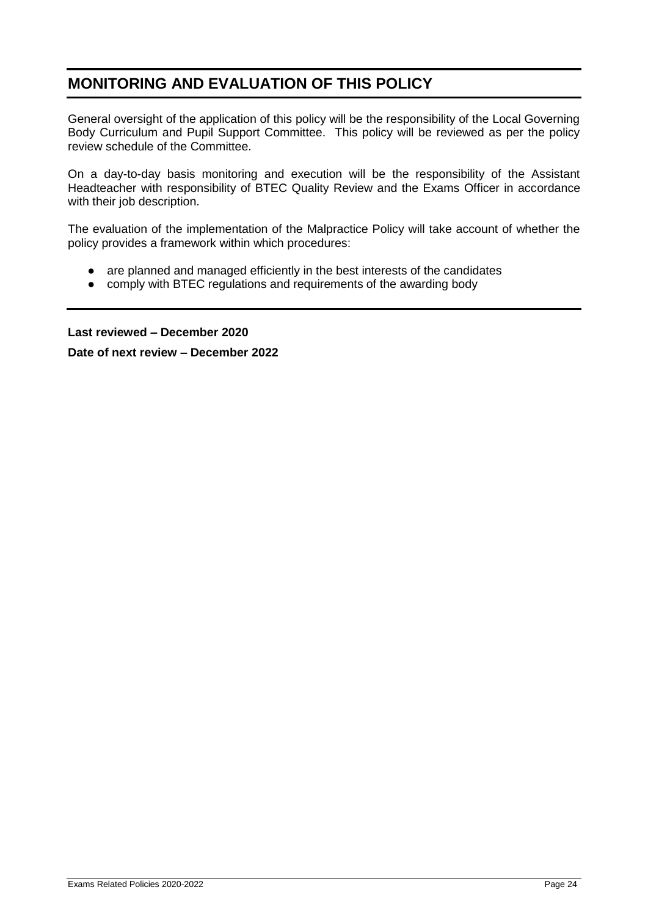## MONITORING AND EVALUATION OF THIS POLICY

General oversight of the application of this policy will be the responsibility of the Local Governing Body Curriculum and Pupil Support Committee. This policy will be reviewed as per the policy review schedule of the Committee.

On a day-to-day basis monitoring and execution will be the responsibility of the Assistant Headteacher with responsibility of BTEC Quality Review and the Exams Officer in accordance with their job description.

The evaluation of the implementation of the Malpractice Policy will take account of whether the policy provides a framework within which procedures:

- are planned and managed efficiently in the best interests of the candidates
- comply with BTEC regulations and requirements of the awarding body

---

**Last reviewed – December 2020**

**Date of next review – December 2022**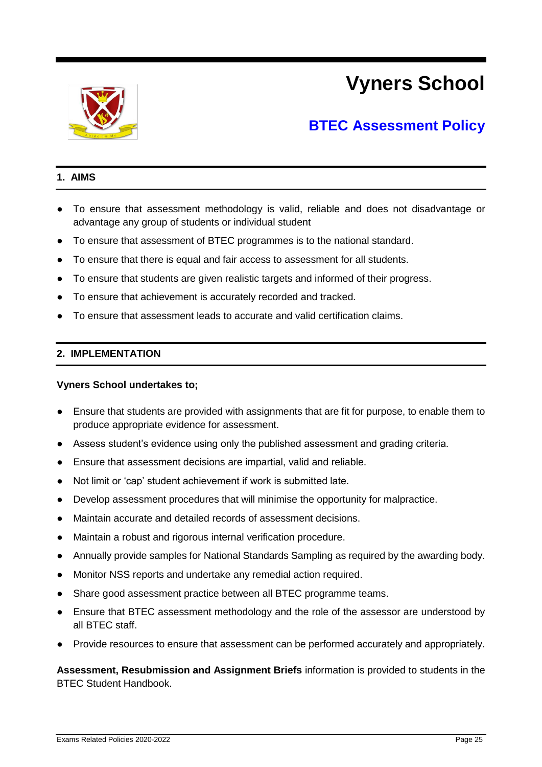# Vyners School

## BTEC Assessment Policy

### 1. AIMS

- To ensure that assessment methodology is valid, reliable and does not disadvantage or advantage any group of students or individual student
- To ensure that assessment of BTEC programmes is to the national standard.
- To ensure that there is equal and fair access to assessment for all students.
- To ensure that students are given realistic targets and informed of their progress.
- To ensure that achievement is accurately recorded and tracked.
- To ensure that assessment leads to accurate and valid certification claims.

### 2. IMPLEMENTATION

**Vyners School undertakes to;**

- Ensure that students are provided with assignments that are fit for purpose, to enable them to produce appropriate evidence for assessment.
- Assess student's evidence using only the published assessment and grading criteria.
- Ensure that assessment decisions are impartial, valid and reliable.
- Not limit or 'cap' student achievement if work is submitted late.
- Develop assessment procedures that will minimise the opportunity for malpractice.
- Maintain accurate and detailed records of assessment decisions.
- Maintain a robust and rigorous internal verification procedure.
- Annually provide samples for National Standards Sampling as required by the awarding body.
- Monitor NSS reports and undertake any remedial action required.
- Share good assessment practice between all BTEC programme teams.
- Ensure that BTEC assessment methodology and the role of the assessor are understood by all BTEC staff.
- Provide resources to ensure that assessment can be performed accurately and appropriately.

**Assessment, Resubmission and Assignment Briefs** information is provided to students in the BTEC Student Handbook.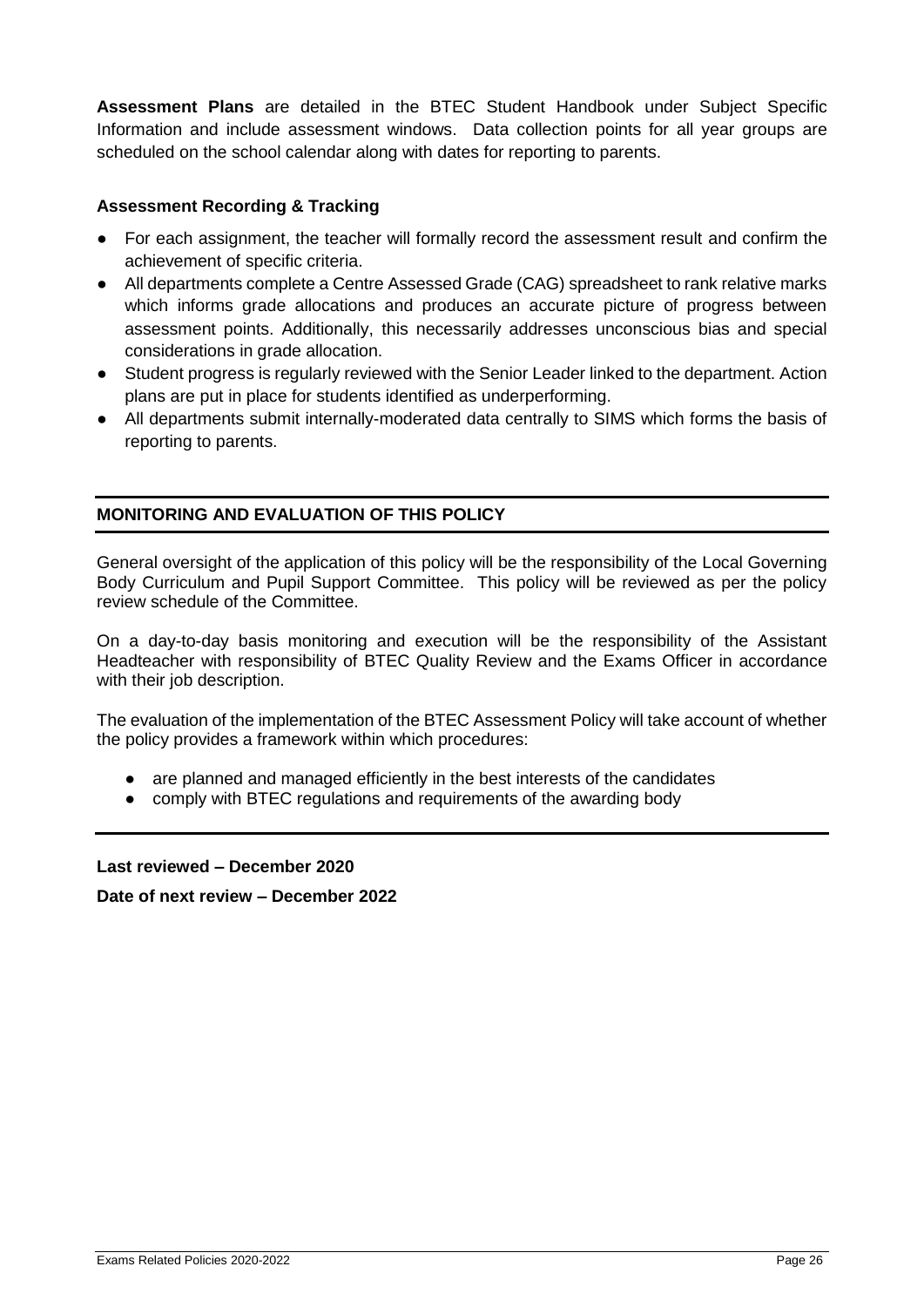**Assessment Plans** are detailed in the BTEC Student Handbook under Subject Specific Information and include assessment windows. Data collection points for all year groups are scheduled on the school calendar along with dates for reporting to parents.

**Assessment Recording & Tracking**

- For each assignment, the teacher will formally record the assessment result and confirm the achievement of specific criteria.
- All departments complete a Centre Assessed Grade (CAG) spreadsheet to rank relative marks which informs grade allocations and produces an accurate picture of progress between assessment points. Additionally, this necessarily addresses unconscious bias and special considerations in grade allocation.
- Student progress is regularly reviewed with the Senior Leader linked to the department. Action plans are put in place for students identified as underperforming.
- All departments submit internally-moderated data centrally to SIMS which forms the basis of reporting to parents.

## MONITORING AND EVALUATION OF THIS POLICY

General oversight of the application of this policy will be the responsibility of the Local Governing Body Curriculum and Pupil Support Committee. This policy will be reviewed as per the policy review schedule of the Committee.

On a day-to-day basis monitoring and execution will be the responsibility of the Assistant Headteacher with responsibility of BTEC Quality Review and the Exams Officer in accordance with their job description.

The evaluation of the implementation of the BTEC Assessment Policy will take account of whether the policy provides a framework within which procedures:

- are planned and managed efficiently in the best interests of the candidates
- comply with BTEC regulations and requirements of the awarding body

**Last reviewed – December 2020**

**Date of next review – December 2022**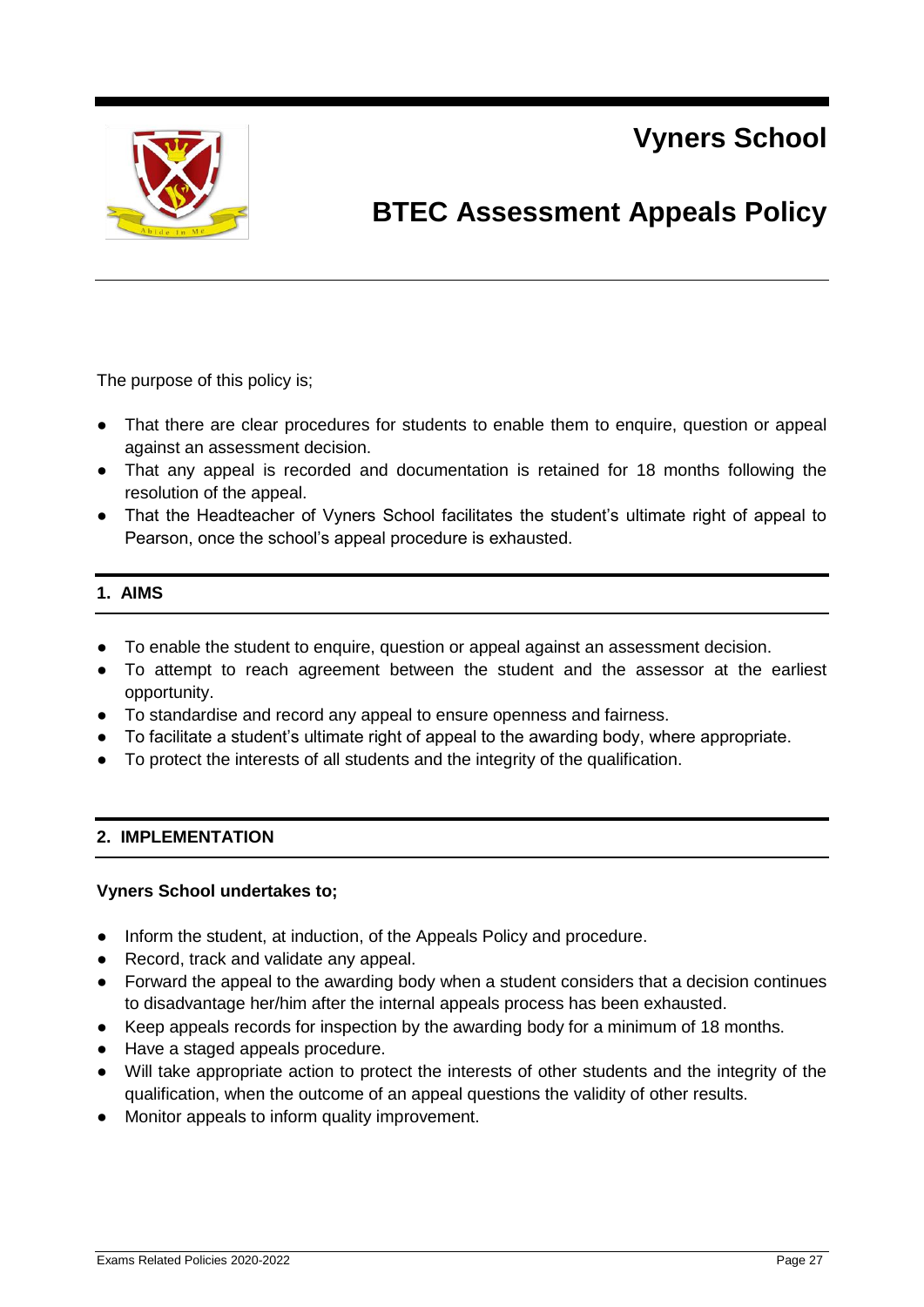# Vyners School

## BTEC Assessment Appeals Policy

The purpose of this policy is;

- That there are clear procedures for students to enable them to enquire, question or appeal against an assessment decision.
- That any appeal is recorded and documentation is retained for 18 months following the resolution of the appeal.
- That the Headteacher of Vyners School facilitates the student's ultimate right of appeal to Pearson, once the school's appeal procedure is exhausted.

### 1. AIMS

- To enable the student to enquire, question or appeal against an assessment decision.
- To attempt to reach agreement between the student and the assessor at the earliest opportunity.
- To standardise and record any appeal to ensure openness and fairness.
- To facilitate a student's ultimate right of appeal to the awarding body, where appropriate.
- To protect the interests of all students and the integrity of the qualification.

### 2. IMPLEMENTATION

**Vyners School undertakes to;**

- Inform the student, at induction, of the Appeals Policy and procedure.
- Record, track and validate any appeal.
- Forward the appeal to the awarding body when a student considers that a decision continues to disadvantage her/him after the internal appeals process has been exhausted.
- Keep appeals records for inspection by the awarding body for a minimum of 18 months.
- Have a staged appeals procedure.
- Will take appropriate action to protect the interests of other students and the integrity of the qualification, when the outcome of an appeal questions the validity of other results.
- Monitor appeals to inform quality improvement.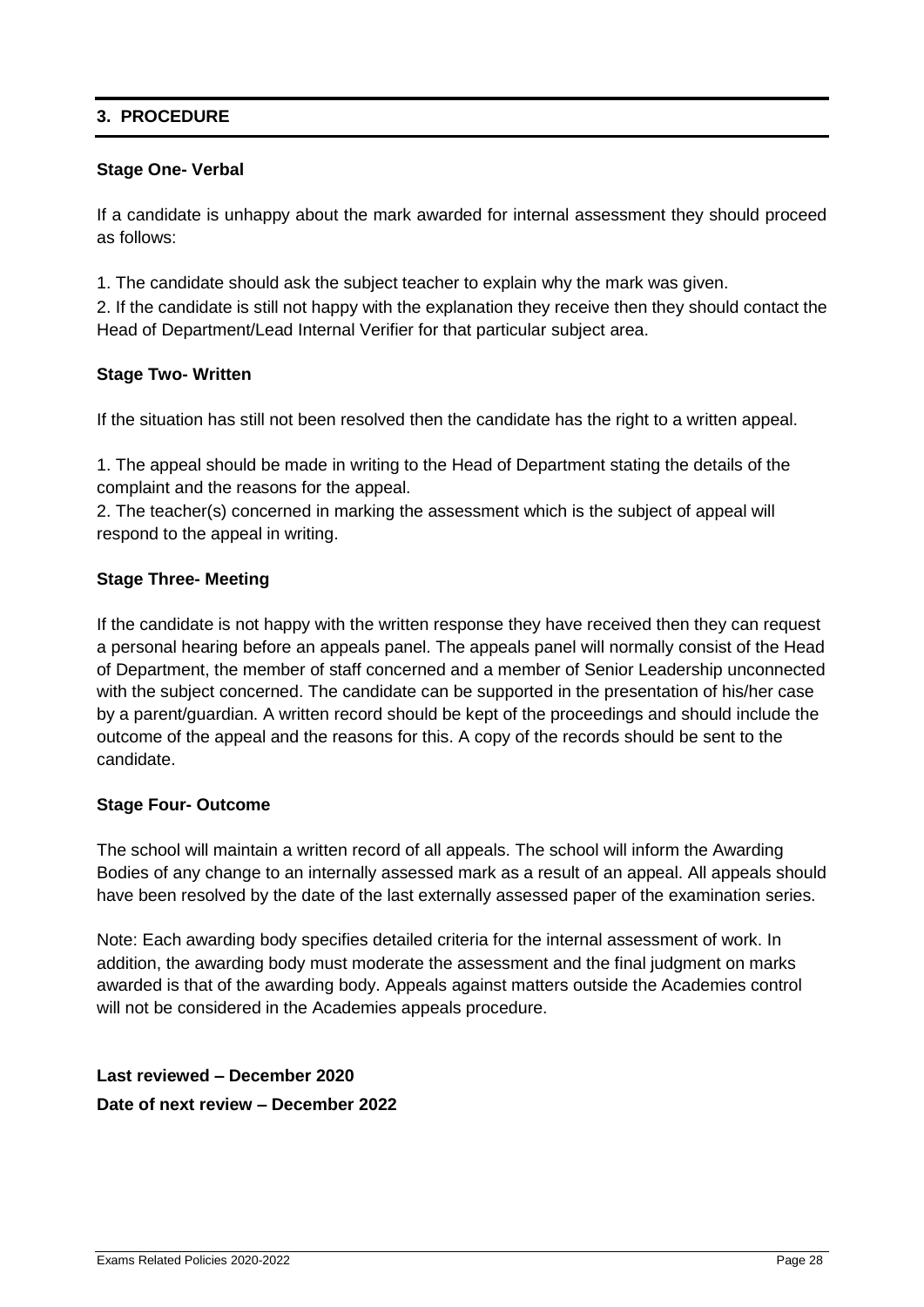## 3. PROCEDURE

**Stage One- Verbal**

If a candidate is unhappy about the mark awarded for internal assessment they should proceed as follows:

1. The candidate should ask the subject teacher to explain why the mark was given.
2. If the candidate is still not happy with the explanation they receive then they should contact the Head of Department/Lead Internal Verifier for that particular subject area.

**Stage Two- Written**

If the situation has still not been resolved then the candidate has the right to a written appeal.

1. The appeal should be made in writing to the Head of Department stating the details of the complaint and the reasons for the appeal.
2. The teacher(s) concerned in marking the assessment which is the subject of appeal will respond to the appeal in writing.

**Stage Three- Meeting**

If the candidate is not happy with the written response they have received then they can request a personal hearing before an appeals panel. The appeals panel will normally consist of the Head of Department, the member of staff concerned and a member of Senior Leadership unconnected with the subject concerned. The candidate can be supported in the presentation of his/her case by a parent/guardian. A written record should be kept of the proceedings and should include the outcome of the appeal and the reasons for this. A copy of the records should be sent to the candidate.

**Stage Four- Outcome**

The school will maintain a written record of all appeals. The school will inform the Awarding Bodies of any change to an internally assessed mark as a result of an appeal. All appeals should have been resolved by the date of the last externally assessed paper of the examination series.

Note: Each awarding body specifies detailed criteria for the internal assessment of work. In addition, the awarding body must moderate the assessment and the final judgment on marks awarded is that of the awarding body. Appeals against matters outside the Academies control will not be considered in the Academies appeals procedure.

**Last reviewed – December 2020**

**Date of next review – December 2022**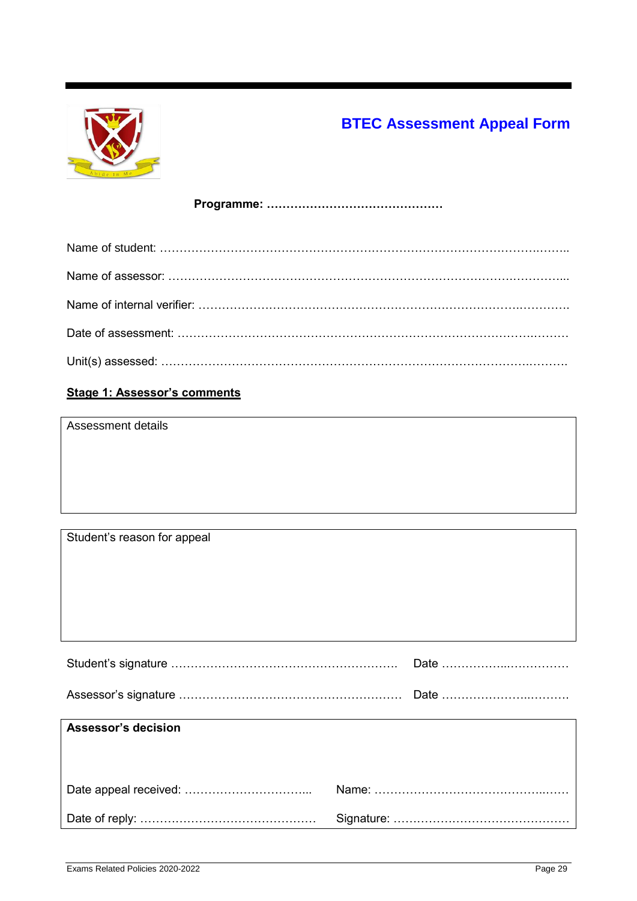# BTEC Assessment Appeal Form

**Programme: ………………………………………**

Name of student: ………………………………………………………………………………………..

Name of assessor: ………………………………………………………………………………………...

Name of internal verifier: ……………………………………………………………………………….

Date of assessment: ………………………………………………………………………………………

Unit(s) assessed: …………………………………………………………………………………………

**Stage 1: Assessor's comments**

| Assessment details |
|---|
| |

| Student's reason for appeal |
|---|
| |

Student's signature ………………………………………………….   Date ……………...……………

Assessor's signature ………………………………………………….   Date ……………………..……….

| **Assessor's decision** | |
|---|---|
| | |
| Date appeal received: …………………………... | Name: ……………………………………..……. |
| Date of reply: ……………………………………… | Signature: ……………………………………… |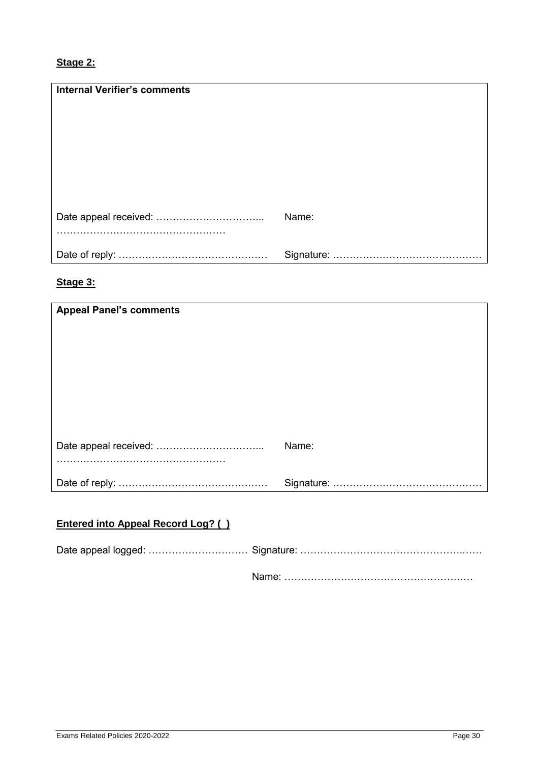**Stage 2:**

| **Internal Verifier's comments** | |
|---|---|
| | |
| Date appeal received: …………………………... ………………………………………… | Name: |
| Date of reply: ……………………………………… | Signature: ……………………………………… |

**Stage 3:**

| **Appeal Panel's comments** | |
|---|---|
| | |
| Date appeal received: …………………………... ………………………………………… | Name: |
| Date of reply: ……………………………………… | Signature: ……………………………………… |

**Entered into Appeal Record Log? ( )**

Date appeal logged: ………………………… Signature: ………………………………………………

Name: …………………………………………………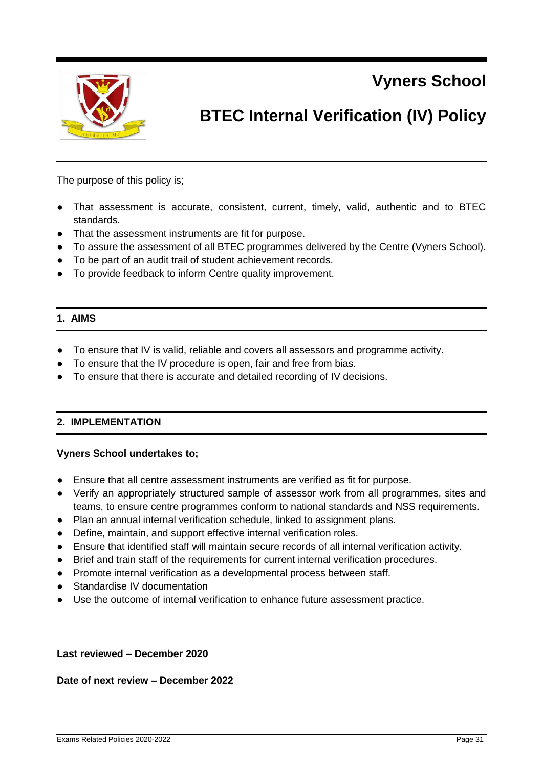# Vyners School

# BTEC Internal Verification (IV) Policy

The purpose of this policy is;

- That assessment is accurate, consistent, current, timely, valid, authentic and to BTEC standards.
- That the assessment instruments are fit for purpose.
- To assure the assessment of all BTEC programmes delivered by the Centre (Vyners School).
- To be part of an audit trail of student achievement records.
- To provide feedback to inform Centre quality improvement.

## 1. AIMS

- To ensure that IV is valid, reliable and covers all assessors and programme activity.
- To ensure that the IV procedure is open, fair and free from bias.
- To ensure that there is accurate and detailed recording of IV decisions.

## 2. IMPLEMENTATION

**Vyners School undertakes to;**

- Ensure that all centre assessment instruments are verified as fit for purpose.
- Verify an appropriately structured sample of assessor work from all programmes, sites and teams, to ensure centre programmes conform to national standards and NSS requirements.
- Plan an annual internal verification schedule, linked to assignment plans.
- Define, maintain, and support effective internal verification roles.
- Ensure that identified staff will maintain secure records of all internal verification activity.
- Brief and train staff of the requirements for current internal verification procedures.
- Promote internal verification as a developmental process between staff.
- Standardise IV documentation
- Use the outcome of internal verification to enhance future assessment practice.

**Last reviewed – December 2020**

**Date of next review – December 2022**